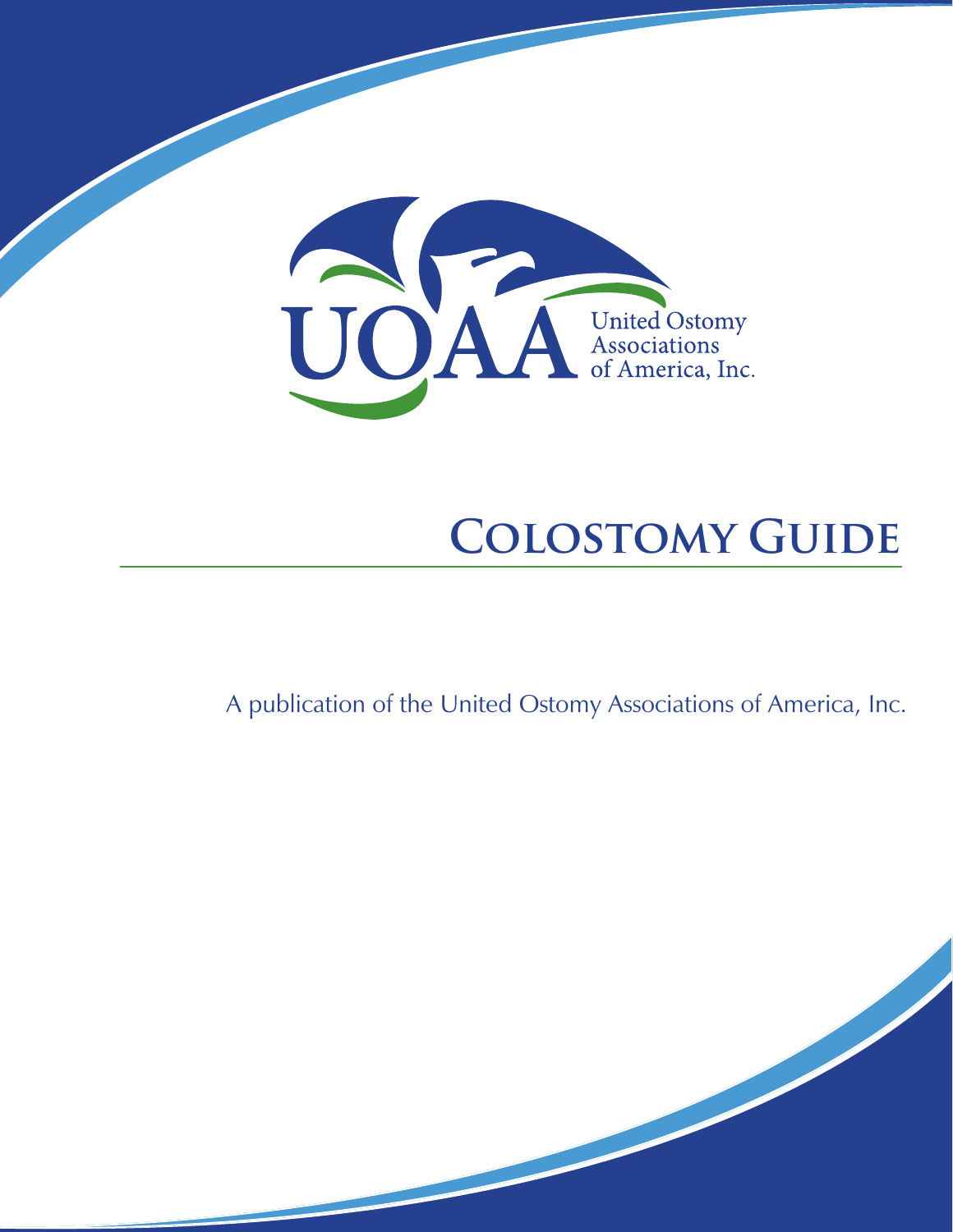UOAA United Ostomy Associations of America, Inc.

# Colostomy Guide

A publication of the United Ostomy Associations of America, Inc.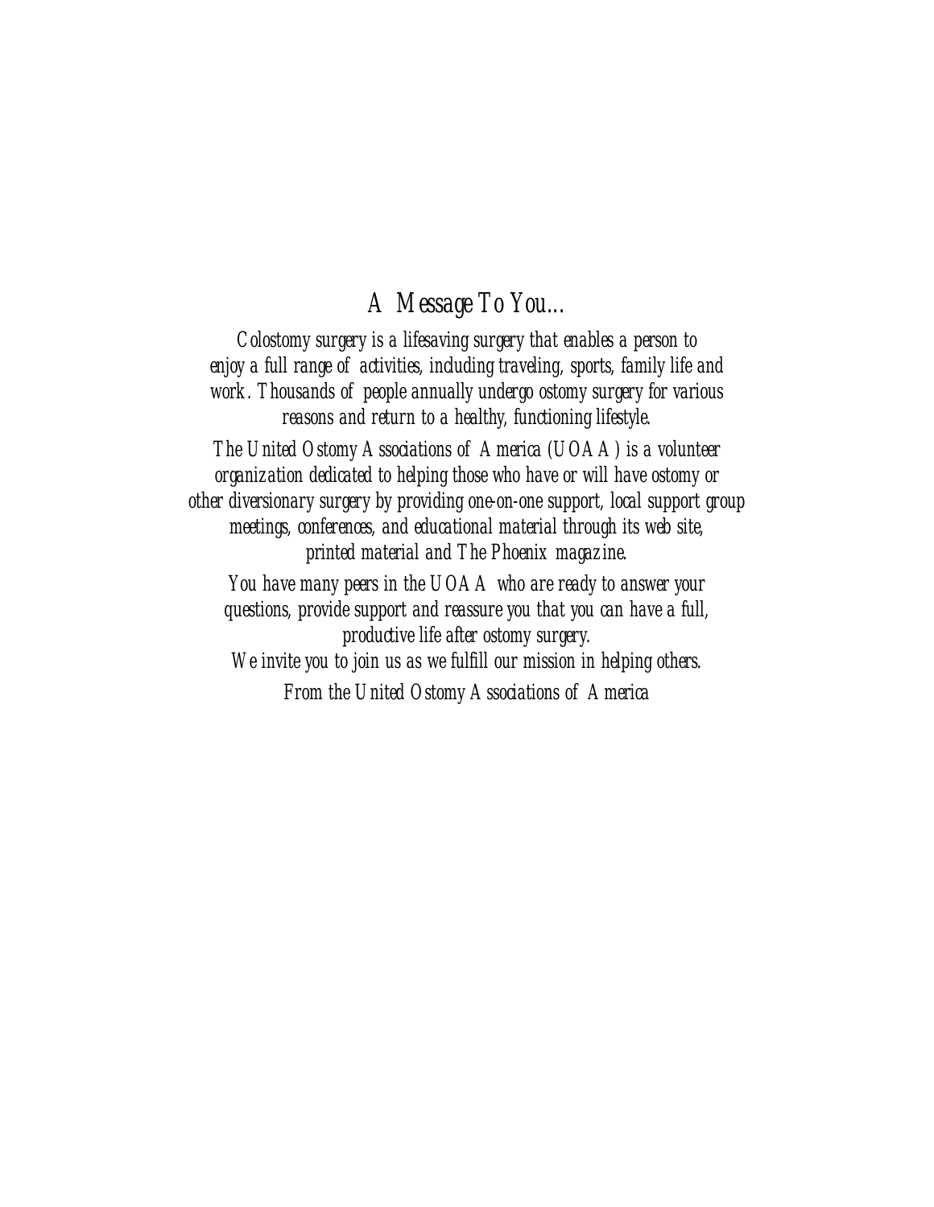## *A Message To You...*

*Colostomy surgery is a lifesaving surgery that enables a person to enjoy a full range of activities, including traveling, sports, family life and work. Thousands of people annually undergo ostomy surgery for various reasons and return to a healthy, functioning lifestyle.*

*The United Ostomy Associations of America (UOAA) is a volunteer organization dedicated to helping those who have or will have ostomy or other diversionary surgery by providing one-on-one support, local support group meetings, conferences, and educational material through its web site, printed material and The Phoenix magazine.*

*You have many peers in the UOAA who are ready to answer your questions, provide support and reassure you that you can have a full, productive life after ostomy surgery.*

*We invite you to join us as we fulfill our mission in helping others.*

*From the United Ostomy Associations of America*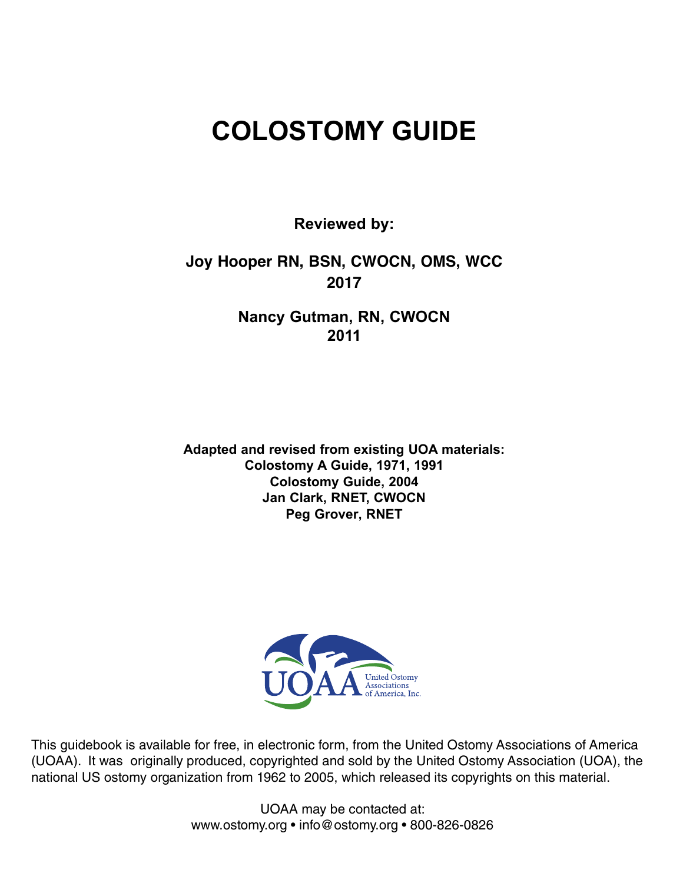# COLOSTOMY GUIDE

**Reviewed by:**

**Joy Hooper RN, BSN, CWOCN, OMS, WCC**
**2017**

**Nancy Gutman, RN, CWOCN**
**2011**

**Adapted and revised from existing UOA materials:**
**Colostomy A Guide, 1971, 1991**
**Colostomy Guide, 2004**
**Jan Clark, RNET, CWOCN**
**Peg Grover, RNET**

UOAA United Ostomy Associations of America, Inc.

This guidebook is available for free, in electronic form, from the United Ostomy Associations of America (UOAA). It was originally produced, copyrighted and sold by the United Ostomy Association (UOA), the national US ostomy organization from 1962 to 2005, which released its copyrights on this material.

UOAA may be contacted at:
www.ostomy.org • info@ostomy.org • 800-826-0826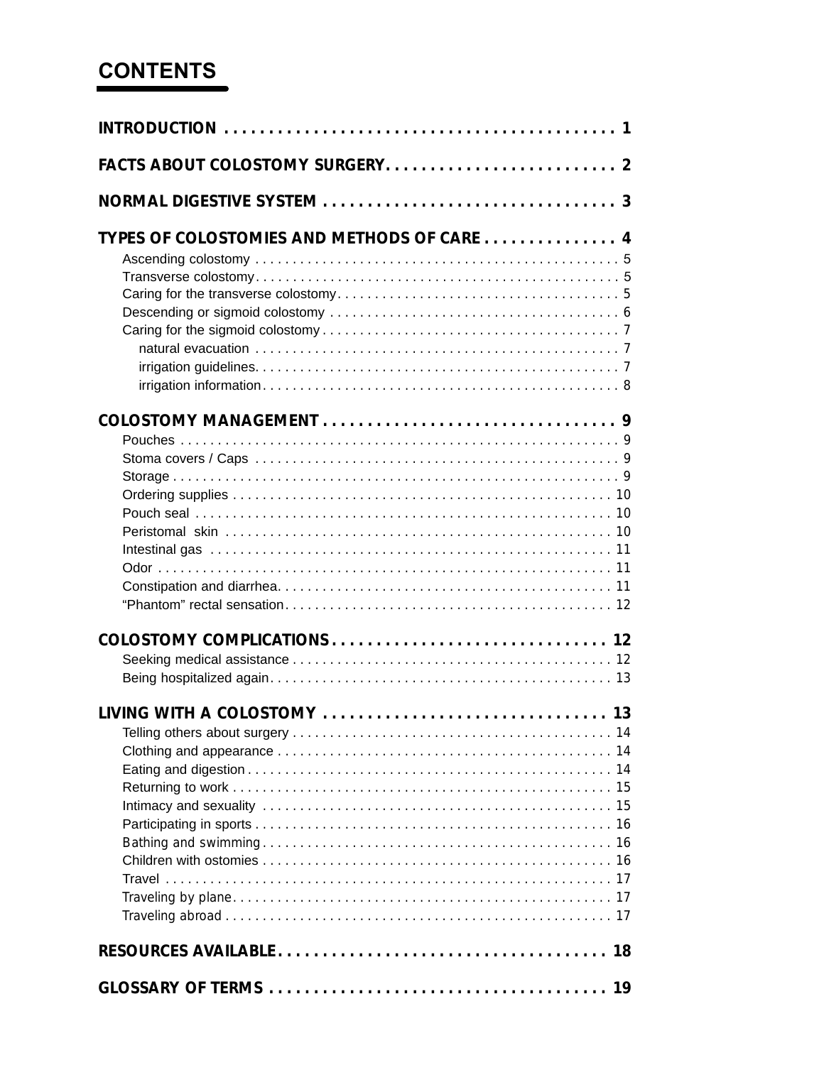# CONTENTS

**INTRODUCTION** ............................................ **1**

**FACTS ABOUT COLOSTOMY SURGERY** ........................... **2**

**NORMAL DIGESTIVE SYSTEM** ................................. **3**

**TYPES OF COLOSTOMIES AND METHODS OF CARE** ............... **4**

- Ascending colostomy ........................................ 5
- Transverse colostomy ....................................... 5
- Caring for the transverse colostomy ........................ 5
- Descending or sigmoid colostomy ............................ 6
- Caring for the sigmoid colostomy ........................... 7
    - natural evacuation ..................................... 7
    - irrigation guidelines .................................. 7
    - irrigation information ................................. 8

**COLOSTOMY MANAGEMENT** .................................... **9**

- Pouches .................................................... 9
- Stoma covers / Caps ........................................ 9
- Storage .................................................... 9
- Ordering supplies .......................................... 10
- Pouch seal ................................................. 10
- Peristomal skin ............................................ 10
- Intestinal gas ............................................. 11
- Odor ....................................................... 11
- Constipation and diarrhea .................................. 11
- "Phantom" rectal sensation ................................. 12

**COLOSTOMY COMPLICATIONS** .................................. **12**

- Seeking medical assistance ................................. 12
- Being hospitalized again ................................... 13

**LIVING WITH A COLOSTOMY** .................................. **13**

- Telling others about surgery ............................... 14
- Clothing and appearance .................................... 14
- Eating and digestion ....................................... 14
- Returning to work .......................................... 15
- Intimacy and sexuality ..................................... 15
- Participating in sports .................................... 16
- Bathing and swimming ....................................... 16
- Children with ostomies ..................................... 16
- Travel ..................................................... 17
- Traveling by plane ......................................... 17
- Traveling abroad ........................................... 17

**RESOURCES AVAILABLE** ...................................... **18**

**GLOSSARY OF TERMS** ........................................ **19**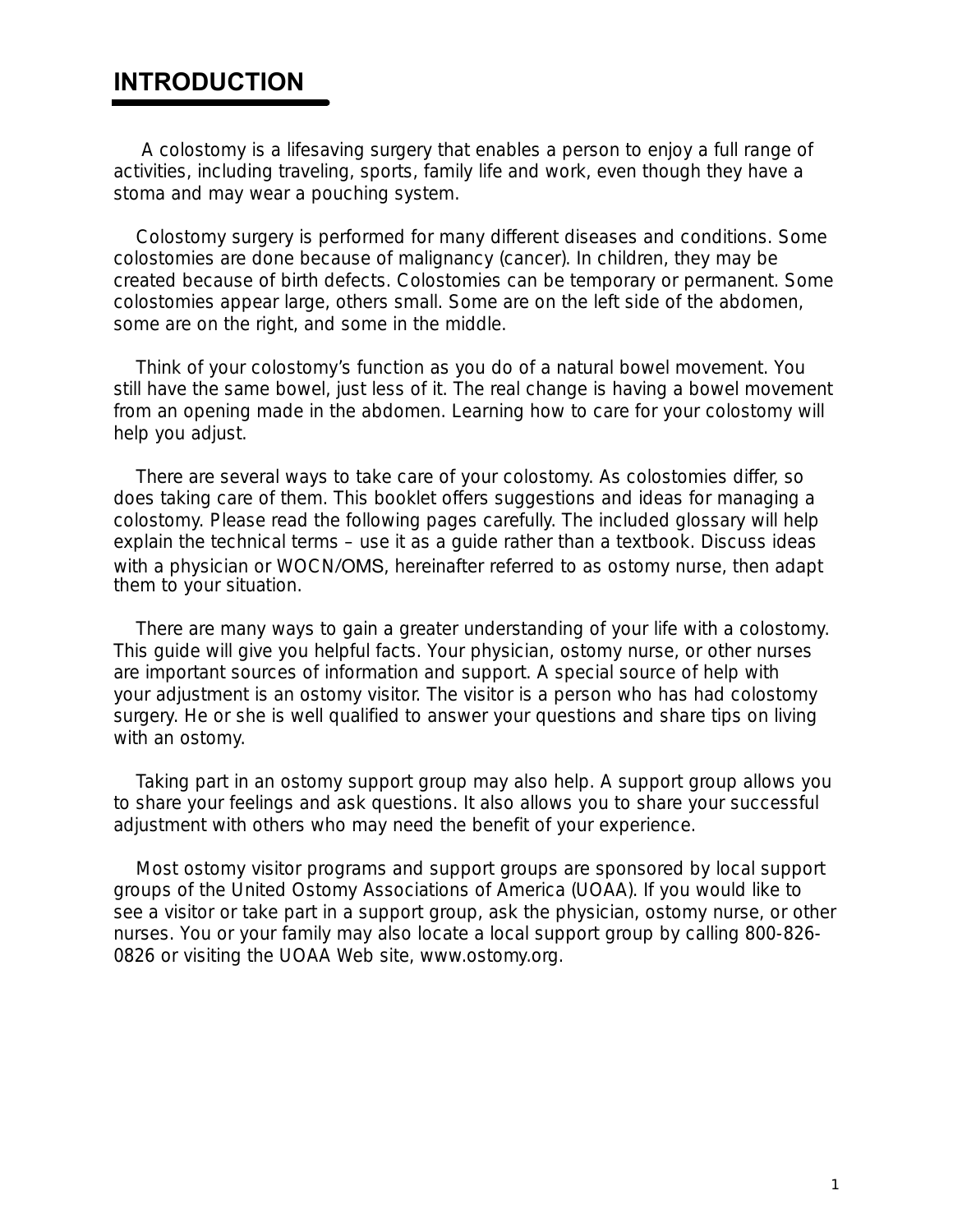## INTRODUCTION

A colostomy is a lifesaving surgery that enables a person to enjoy a full range of activities, including traveling, sports, family life and work, even though they have a stoma and may wear a pouching system.

Colostomy surgery is performed for many different diseases and conditions. Some colostomies are done because of malignancy (cancer). In children, they may be created because of birth defects. Colostomies can be temporary or permanent. Some colostomies appear large, others small. Some are on the left side of the abdomen, some are on the right, and some in the middle.

Think of your colostomy's function as you do of a natural bowel movement. You still have the same bowel, just less of it. The real change is having a bowel movement from an opening made in the abdomen. Learning how to care for your colostomy will help you adjust.

There are several ways to take care of your colostomy. As colostomies differ, so does taking care of them. This booklet offers suggestions and ideas for managing a colostomy. Please read the following pages carefully. The included glossary will help explain the technical terms – use it as a guide rather than a textbook. Discuss ideas with a physician or WOCN/OMS, hereinafter referred to as ostomy nurse, then adapt them to your situation.

There are many ways to gain a greater understanding of your life with a colostomy. This guide will give you helpful facts. Your physician, ostomy nurse, or other nurses are important sources of information and support. A special source of help with your adjustment is an ostomy visitor. The visitor is a person who has had colostomy surgery. He or she is well qualified to answer your questions and share tips on living with an ostomy.

Taking part in an ostomy support group may also help. A support group allows you to share your feelings and ask questions. It also allows you to share your successful adjustment with others who may need the benefit of your experience.

Most ostomy visitor programs and support groups are sponsored by local support groups of the United Ostomy Associations of America (UOAA). If you would like to see a visitor or take part in a support group, ask the physician, ostomy nurse, or other nurses. You or your family may also locate a local support group by calling 800-826-0826 or visiting the UOAA Web site, www.ostomy.org.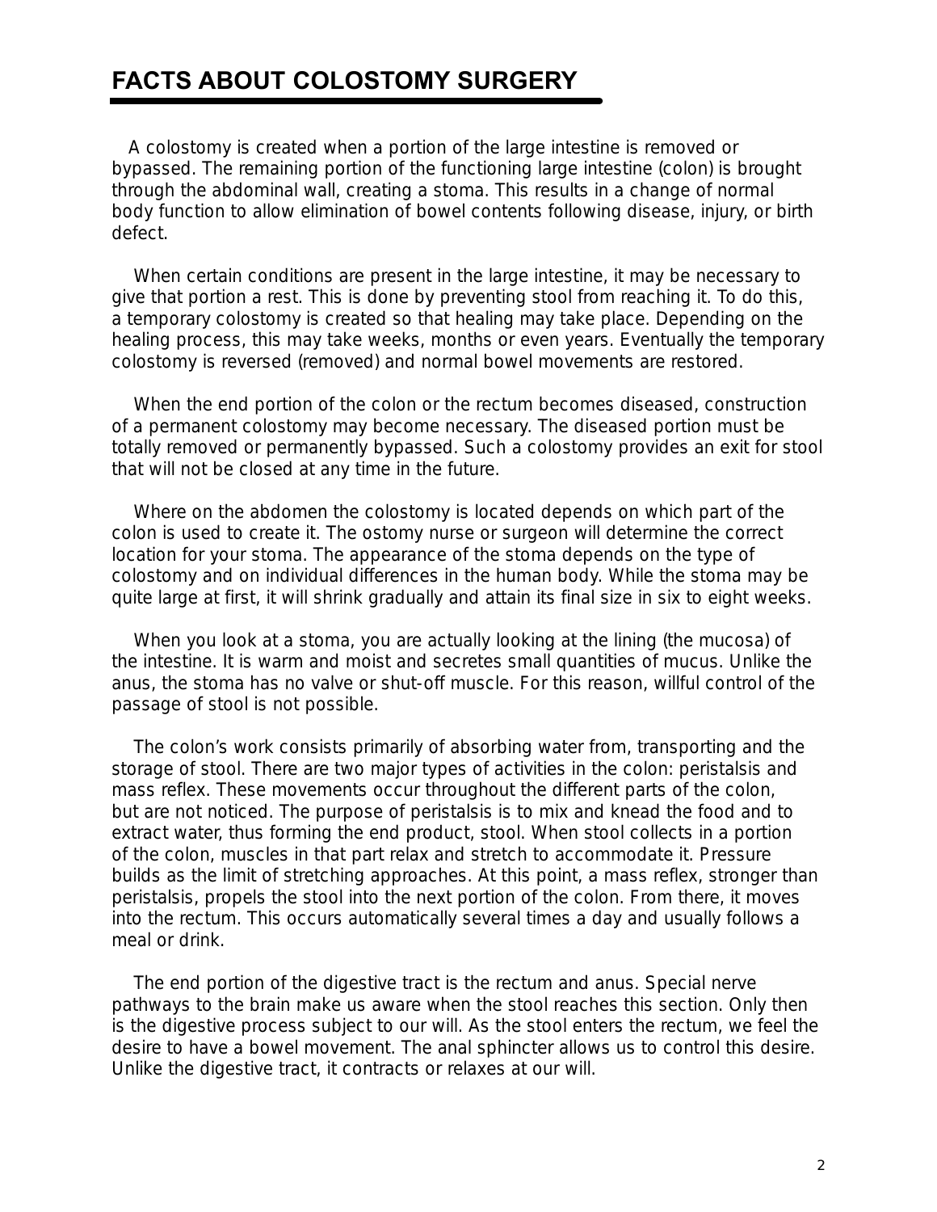# FACTS ABOUT COLOSTOMY SURGERY

A colostomy is created when a portion of the large intestine is removed or bypassed. The remaining portion of the functioning large intestine (colon) is brought through the abdominal wall, creating a stoma. This results in a change of normal body function to allow elimination of bowel contents following disease, injury, or birth defect.

When certain conditions are present in the large intestine, it may be necessary to give that portion a rest. This is done by preventing stool from reaching it. To do this, a temporary colostomy is created so that healing may take place. Depending on the healing process, this may take weeks, months or even years. Eventually the temporary colostomy is reversed (removed) and normal bowel movements are restored.

When the end portion of the colon or the rectum becomes diseased, construction of a permanent colostomy may become necessary. The diseased portion must be totally removed or permanently bypassed. Such a colostomy provides an exit for stool that will not be closed at any time in the future.

Where on the abdomen the colostomy is located depends on which part of the colon is used to create it. The ostomy nurse or surgeon will determine the correct location for your stoma. The appearance of the stoma depends on the type of colostomy and on individual differences in the human body. While the stoma may be quite large at first, it will shrink gradually and attain its final size in six to eight weeks.

When you look at a stoma, you are actually looking at the lining (the mucosa) of the intestine. It is warm and moist and secretes small quantities of mucus. Unlike the anus, the stoma has no valve or shut-off muscle. For this reason, willful control of the passage of stool is not possible.

The colon's work consists primarily of absorbing water from, transporting and the storage of stool. There are two major types of activities in the colon: peristalsis and mass reflex. These movements occur throughout the different parts of the colon, but are not noticed. The purpose of peristalsis is to mix and knead the food and to extract water, thus forming the end product, stool. When stool collects in a portion of the colon, muscles in that part relax and stretch to accommodate it. Pressure builds as the limit of stretching approaches. At this point, a mass reflex, stronger than peristalsis, propels the stool into the next portion of the colon. From there, it moves into the rectum. This occurs automatically several times a day and usually follows a meal or drink.

The end portion of the digestive tract is the rectum and anus. Special nerve pathways to the brain make us aware when the stool reaches this section. Only then is the digestive process subject to our will. As the stool enters the rectum, we feel the desire to have a bowel movement. The anal sphincter allows us to control this desire. Unlike the digestive tract, it contracts or relaxes at our will.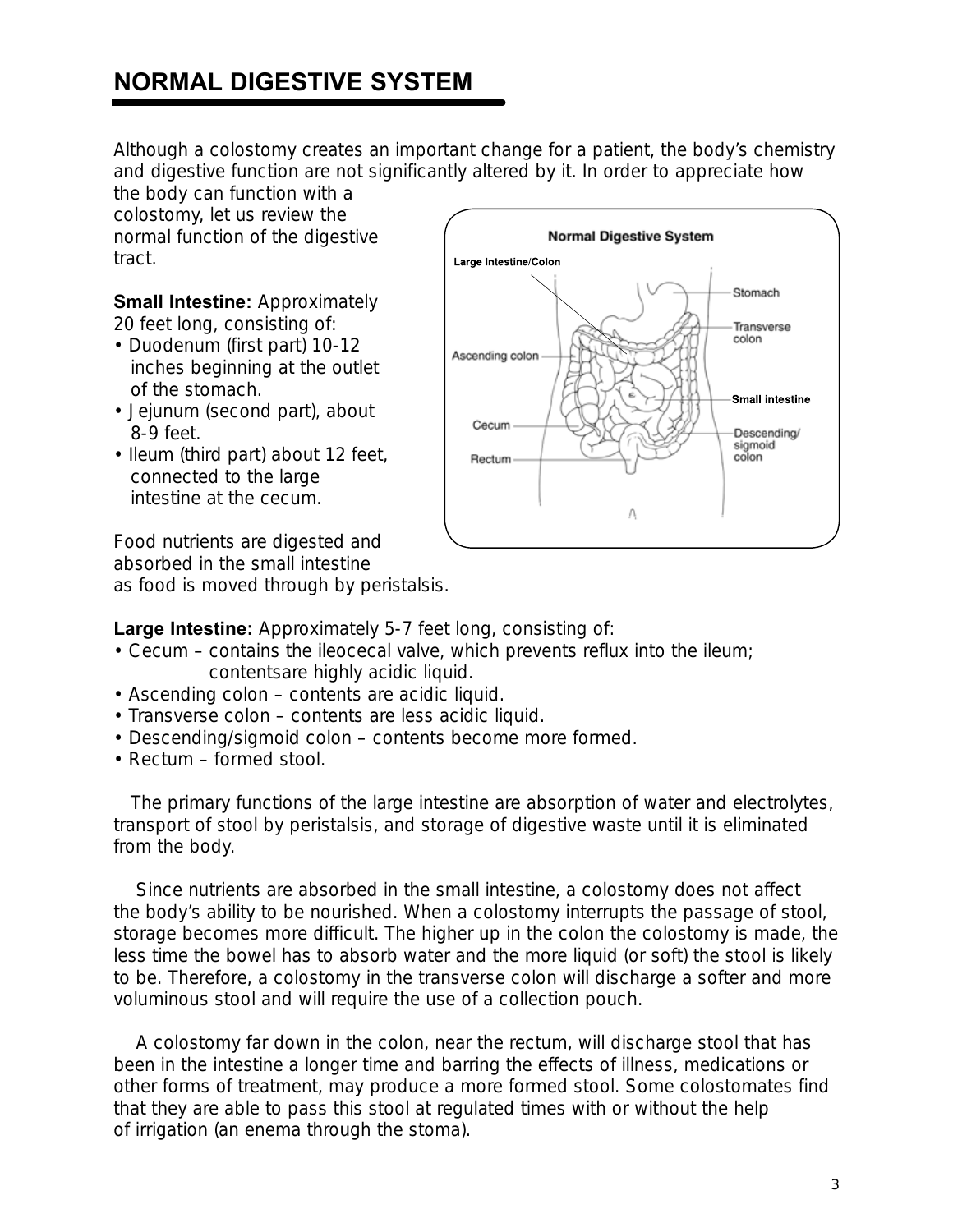## NORMAL DIGESTIVE SYSTEM

Although a colostomy creates an important change for a patient, the body's chemistry and digestive function are not significantly altered by it. In order to appreciate how the body can function with a colostomy, let us review the normal function of the digestive tract.

**Small Intestine:** Approximately 20 feet long, consisting of:

- Duodenum (first part) 10-12 inches beginning at the outlet of the stomach.
- Jejunum (second part), about 8-9 feet.
- Ileum (third part) about 12 feet, connected to the large intestine at the cecum.

Food nutrients are digested and absorbed in the small intestine as food is moved through by peristalsis.

**Large Intestine:** Approximately 5-7 feet long, consisting of:

- Cecum – contains the ileocecal valve, which prevents reflux into the ileum; contentsare highly acidic liquid.
- Ascending colon – contents are acidic liquid.
- Transverse colon – contents are less acidic liquid.
- Descending/sigmoid colon – contents become more formed.
- Rectum – formed stool.

The primary functions of the large intestine are absorption of water and electrolytes, transport of stool by peristalsis, and storage of digestive waste until it is eliminated from the body.

Since nutrients are absorbed in the small intestine, a colostomy does not affect the body's ability to be nourished. When a colostomy interrupts the passage of stool, storage becomes more difficult. The higher up in the colon the colostomy is made, the less time the bowel has to absorb water and the more liquid (or soft) the stool is likely to be. Therefore, a colostomy in the transverse colon will discharge a softer and more voluminous stool and will require the use of a collection pouch.

A colostomy far down in the colon, near the rectum, will discharge stool that has been in the intestine a longer time and barring the effects of illness, medications or other forms of treatment, may produce a more formed stool. Some colostomates find that they are able to pass this stool at regulated times with or without the help of irrigation (an enema through the stoma).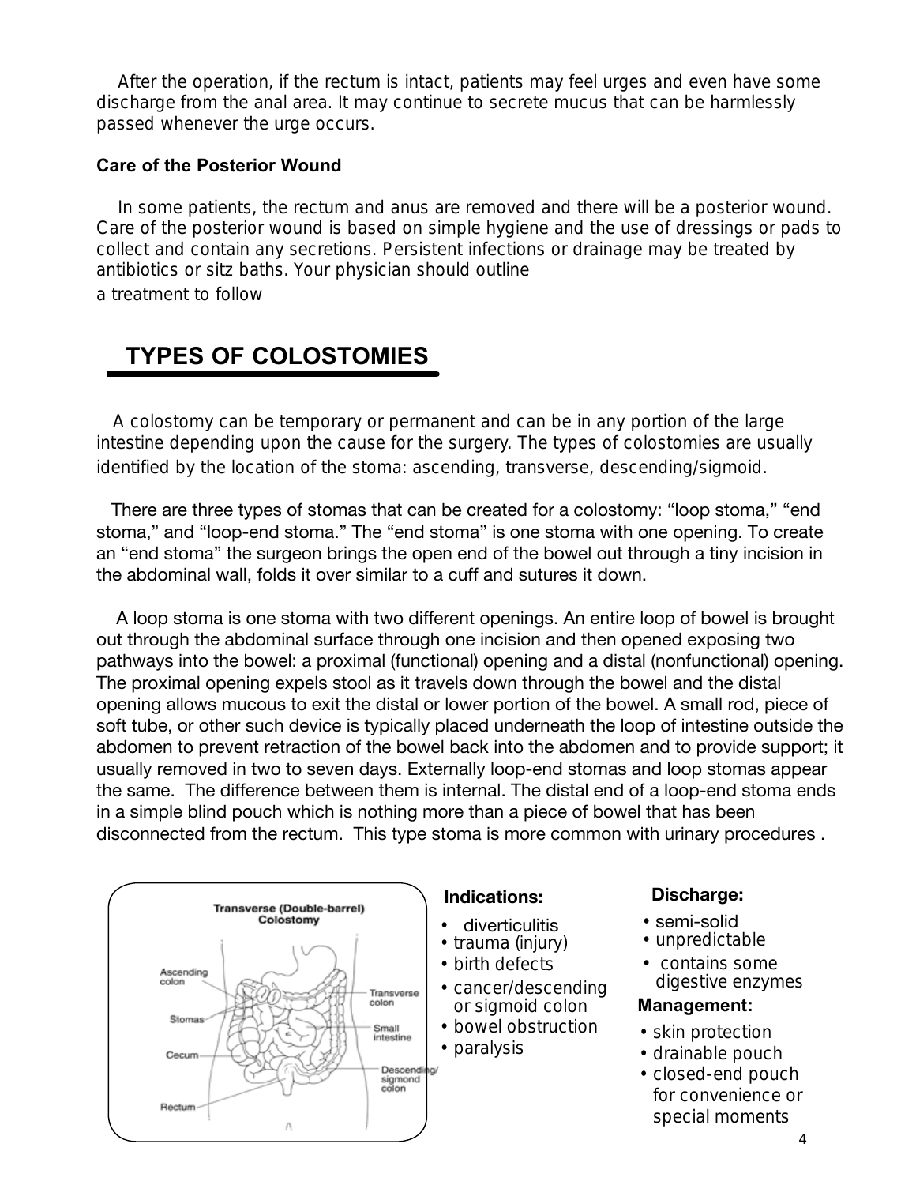After the operation, if the rectum is intact, patients may feel urges and even have some discharge from the anal area. It may continue to secrete mucus that can be harmlessly passed whenever the urge occurs.

**Care of the Posterior Wound**

In some patients, the rectum and anus are removed and there will be a posterior wound. Care of the posterior wound is based on simple hygiene and the use of dressings or pads to collect and contain any secretions. Persistent infections or drainage may be treated by antibiotics or sitz baths. Your physician should outline a treatment to follow

## TYPES OF COLOSTOMIES

A colostomy can be temporary or permanent and can be in any portion of the large intestine depending upon the cause for the surgery. The types of colostomies are usually identified by the location of the stoma: ascending, transverse, descending/sigmoid.

There are three types of stomas that can be created for a colostomy: "loop stoma," "end stoma," and "loop-end stoma." The "end stoma" is one stoma with one opening. To create an "end stoma" the surgeon brings the open end of the bowel out through a tiny incision in the abdominal wall, folds it over similar to a cuff and sutures it down.

A loop stoma is one stoma with two different openings. An entire loop of bowel is brought out through the abdominal surface through one incision and then opened exposing two pathways into the bowel: a proximal (functional) opening and a distal (nonfunctional) opening. The proximal opening expels stool as it travels down through the bowel and the distal opening allows mucous to exit the distal or lower portion of the bowel. A small rod, piece of soft tube, or other such device is typically placed underneath the loop of intestine outside the abdomen to prevent retraction of the bowel back into the abdomen and to provide support; it usually removed in two to seven days. Externally loop-end stomas and loop stomas appear the same. The difference between them is internal. The distal end of a loop-end stoma ends in a simple blind pouch which is nothing more than a piece of bowel that has been disconnected from the rectum. This type stoma is more common with urinary procedures .

**Transverse (Double-barrel) Colostomy**

Ascending colon, Stomas, Cecum, Rectum, Transverse colon, Small intestine, Descending/sigmond colon

**Indications:**

- diverticulitis
- trauma (injury)
- birth defects
- cancer/descending or sigmoid colon
- bowel obstruction
- paralysis

**Discharge:**

- semi-solid
- unpredictable
- contains some digestive enzymes

**Management:**

- skin protection
- drainable pouch
- closed-end pouch for convenience or special moments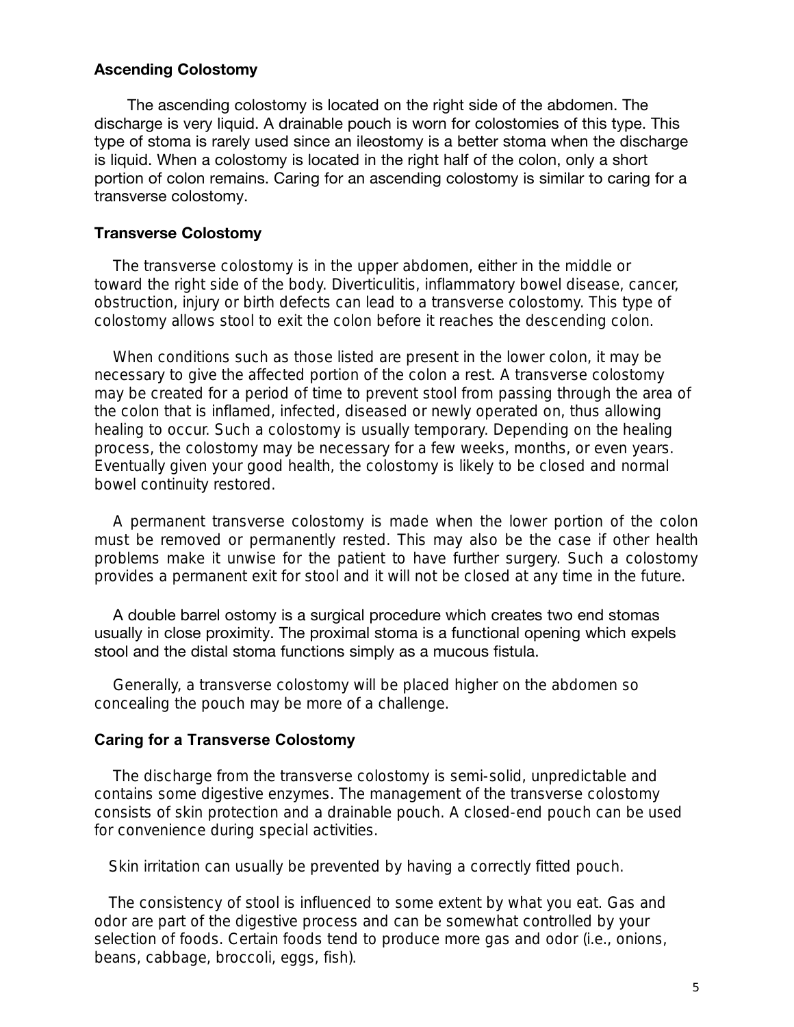### Ascending Colostomy

The ascending colostomy is located on the right side of the abdomen. The discharge is very liquid. A drainable pouch is worn for colostomies of this type. This type of stoma is rarely used since an ileostomy is a better stoma when the discharge is liquid. When a colostomy is located in the right half of the colon, only a short portion of colon remains. Caring for an ascending colostomy is similar to caring for a transverse colostomy.

### Transverse Colostomy

The transverse colostomy is in the upper abdomen, either in the middle or toward the right side of the body. Diverticulitis, inflammatory bowel disease, cancer, obstruction, injury or birth defects can lead to a transverse colostomy. This type of colostomy allows stool to exit the colon before it reaches the descending colon.

When conditions such as those listed are present in the lower colon, it may be necessary to give the affected portion of the colon a rest. A transverse colostomy may be created for a period of time to prevent stool from passing through the area of the colon that is inflamed, infected, diseased or newly operated on, thus allowing healing to occur. Such a colostomy is usually temporary. Depending on the healing process, the colostomy may be necessary for a few weeks, months, or even years. Eventually given your good health, the colostomy is likely to be closed and normal bowel continuity restored.

A permanent transverse colostomy is made when the lower portion of the colon must be removed or permanently rested. This may also be the case if other health problems make it unwise for the patient to have further surgery. Such a colostomy provides a permanent exit for stool and it will not be closed at any time in the future.

A double barrel ostomy is a surgical procedure which creates two end stomas usually in close proximity. The proximal stoma is a functional opening which expels stool and the distal stoma functions simply as a mucous fistula.

Generally, a transverse colostomy will be placed higher on the abdomen so concealing the pouch may be more of a challenge.

### Caring for a Transverse Colostomy

The discharge from the transverse colostomy is semi-solid, unpredictable and contains some digestive enzymes. The management of the transverse colostomy consists of skin protection and a drainable pouch. A closed-end pouch can be used for convenience during special activities.

Skin irritation can usually be prevented by having a correctly fitted pouch.

The consistency of stool is influenced to some extent by what you eat. Gas and odor are part of the digestive process and can be somewhat controlled by your selection of foods. Certain foods tend to produce more gas and odor (i.e., onions, beans, cabbage, broccoli, eggs, fish).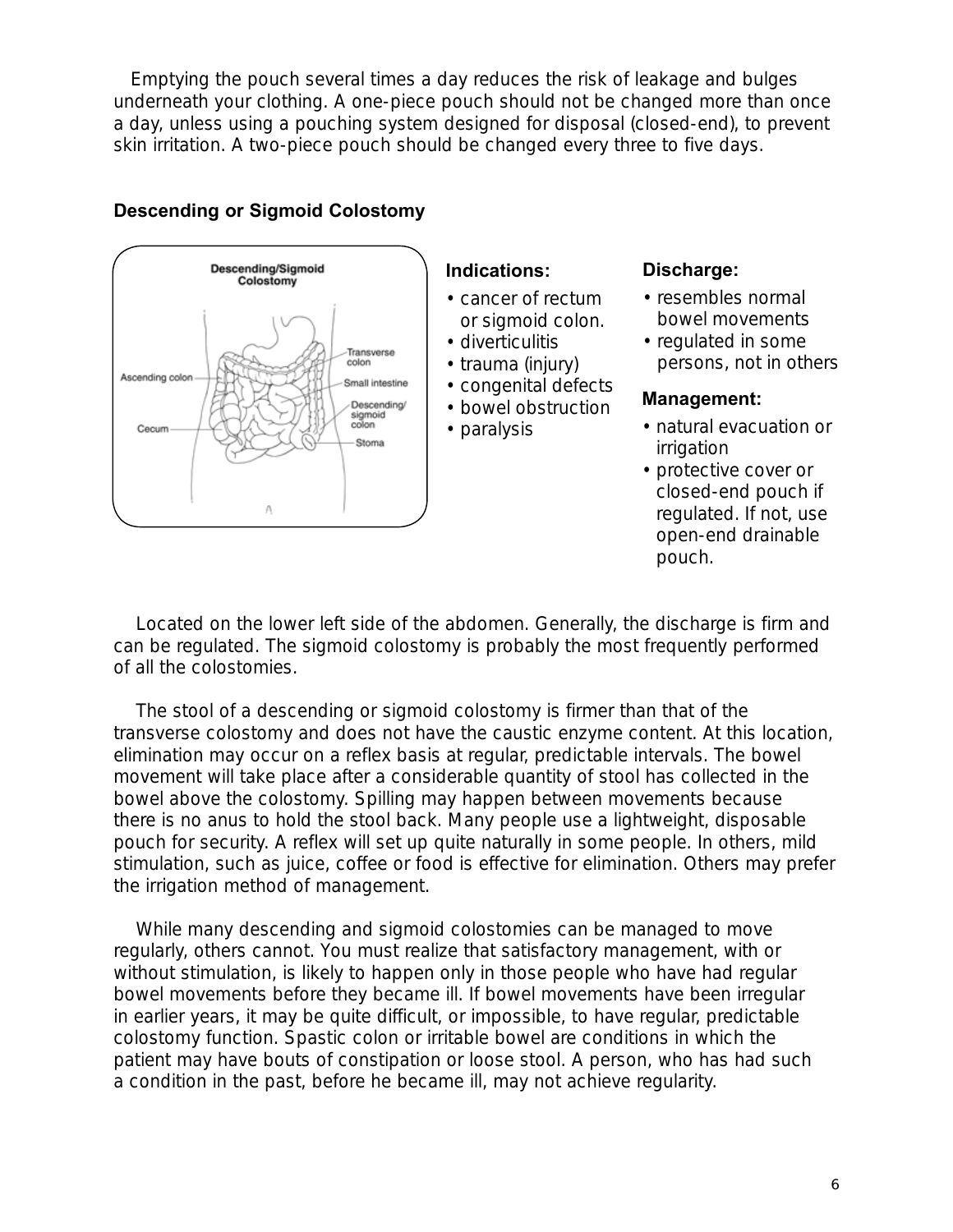Emptying the pouch several times a day reduces the risk of leakage and bulges underneath your clothing. A one-piece pouch should not be changed more than once a day, unless using a pouching system designed for disposal (closed-end), to prevent skin irritation. A two-piece pouch should be changed every three to five days.

### Descending or Sigmoid Colostomy

**Indications:**

- cancer of rectum or sigmoid colon.
- diverticulitis
- trauma (injury)
- congenital defects
- bowel obstruction
- paralysis

**Discharge:**

- resembles normal bowel movements
- regulated in some persons, not in others

**Management:**

- natural evacuation or irrigation
- protective cover or closed-end pouch if regulated. If not, use open-end drainable pouch.

Located on the lower left side of the abdomen. Generally, the discharge is firm and can be regulated. The sigmoid colostomy is probably the most frequently performed of all the colostomies.

The stool of a descending or sigmoid colostomy is firmer than that of the transverse colostomy and does not have the caustic enzyme content. At this location, elimination may occur on a reflex basis at regular, predictable intervals. The bowel movement will take place after a considerable quantity of stool has collected in the bowel above the colostomy. Spilling may happen between movements because there is no anus to hold the stool back. Many people use a lightweight, disposable pouch for security. A reflex will set up quite naturally in some people. In others, mild stimulation, such as juice, coffee or food is effective for elimination. Others may prefer the irrigation method of management.

While many descending and sigmoid colostomies can be managed to move regularly, others cannot. You must realize that satisfactory management, with or without stimulation, is likely to happen only in those people who have had regular bowel movements before they became ill. If bowel movements have been irregular in earlier years, it may be quite difficult, or impossible, to have regular, predictable colostomy function. Spastic colon or irritable bowel are conditions in which the patient may have bouts of constipation or loose stool. A person, who has had such a condition in the past, before he became ill, may not achieve regularity.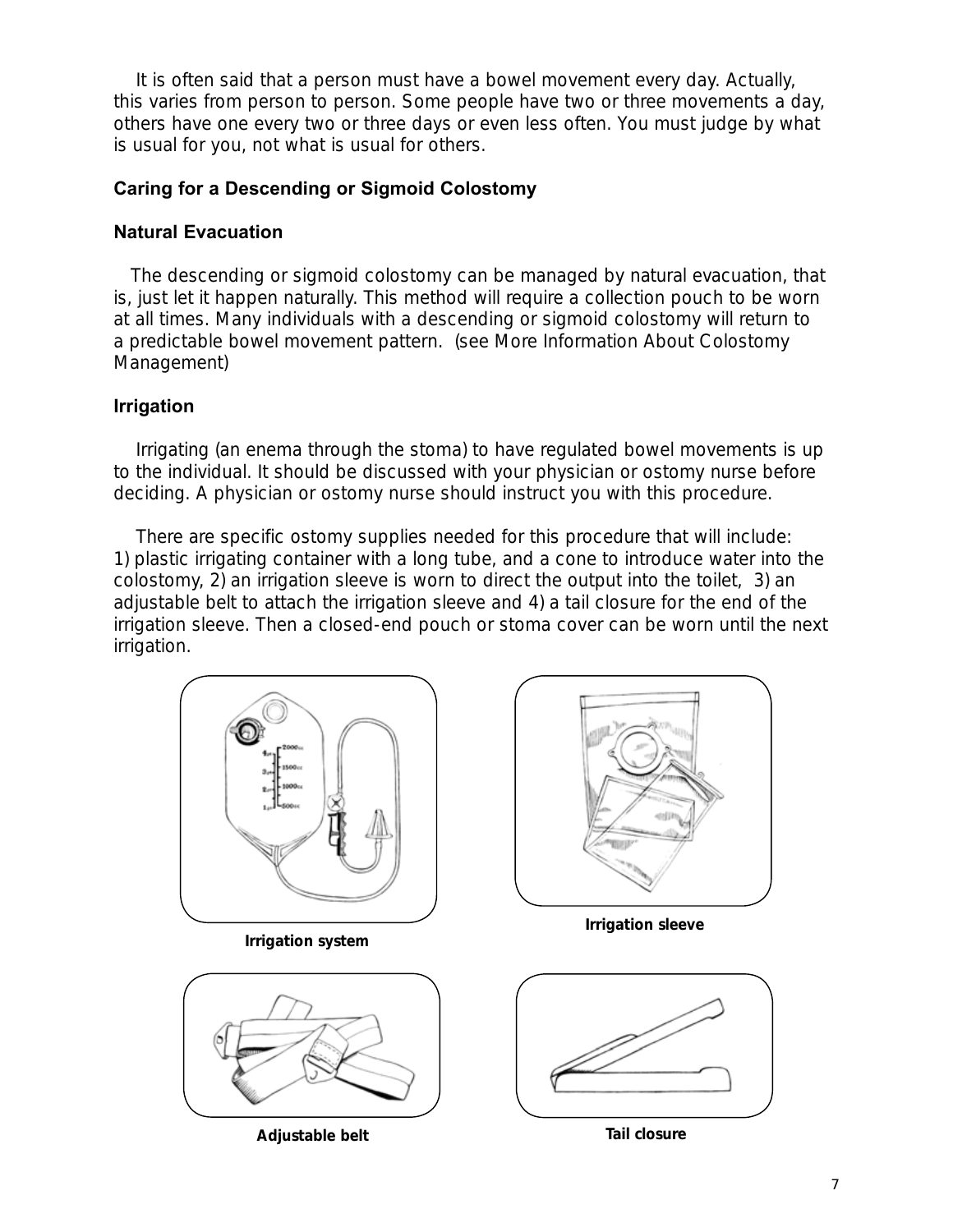It is often said that a person must have a bowel movement every day. Actually, this varies from person to person. Some people have two or three movements a day, others have one every two or three days or even less often. You must judge by what is usual for you, not what is usual for others.

### Caring for a Descending or Sigmoid Colostomy

#### Natural Evacuation

The descending or sigmoid colostomy can be managed by natural evacuation, that is, just let it happen naturally. This method will require a collection pouch to be worn at all times. Many individuals with a descending or sigmoid colostomy will return to a predictable bowel movement pattern. (see More Information About Colostomy Management)

#### Irrigation

Irrigating (an enema through the stoma) to have regulated bowel movements is up to the individual. It should be discussed with your physician or ostomy nurse before deciding. A physician or ostomy nurse should instruct you with this procedure.

There are specific ostomy supplies needed for this procedure that will include: 1) plastic irrigating container with a long tube, and a cone to introduce water into the colostomy, 2) an irrigation sleeve is worn to direct the output into the toilet, 3) an adjustable belt to attach the irrigation sleeve and 4) a tail closure for the end of the irrigation sleeve. Then a closed-end pouch or stoma cover can be worn until the next irrigation.

**Irrigation system**

**Irrigation sleeve**

**Adjustable belt**

**Tail closure**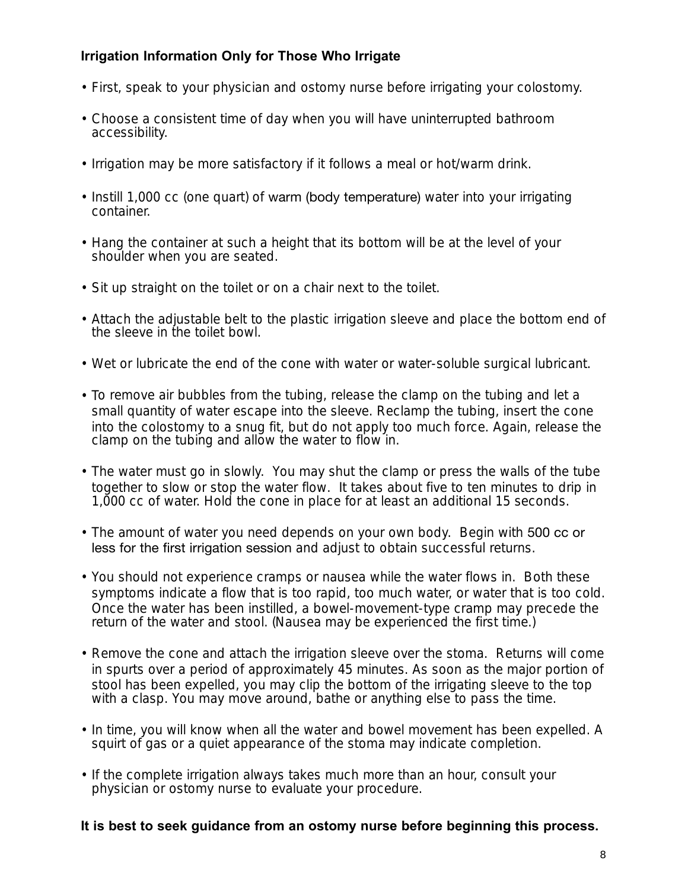### Irrigation Information Only for Those Who Irrigate

- First, speak to your physician and ostomy nurse before irrigating your colostomy.
- Choose a consistent time of day when you will have uninterrupted bathroom accessibility.
- Irrigation may be more satisfactory if it follows a meal or hot/warm drink.
- Instill 1,000 cc (one quart) of warm (body temperature) water into your irrigating container.
- Hang the container at such a height that its bottom will be at the level of your shoulder when you are seated.
- Sit up straight on the toilet or on a chair next to the toilet.
- Attach the adjustable belt to the plastic irrigation sleeve and place the bottom end of the sleeve in the toilet bowl.
- Wet or lubricate the end of the cone with water or water-soluble surgical lubricant.
- To remove air bubbles from the tubing, release the clamp on the tubing and let a small quantity of water escape into the sleeve. Reclamp the tubing, insert the cone into the colostomy to a snug fit, but do not apply too much force. Again, release the clamp on the tubing and allow the water to flow in.
- The water must go in slowly. You may shut the clamp or press the walls of the tube together to slow or stop the water flow. It takes about five to ten minutes to drip in 1,000 cc of water. Hold the cone in place for at least an additional 15 seconds.
- The amount of water you need depends on your own body. Begin with 500 cc or less for the first irrigation session and adjust to obtain successful returns.
- You should not experience cramps or nausea while the water flows in. Both these symptoms indicate a flow that is too rapid, too much water, or water that is too cold. Once the water has been instilled, a bowel-movement-type cramp may precede the return of the water and stool. (Nausea may be experienced the first time.)
- Remove the cone and attach the irrigation sleeve over the stoma. Returns will come in spurts over a period of approximately 45 minutes. As soon as the major portion of stool has been expelled, you may clip the bottom of the irrigating sleeve to the top with a clasp. You may move around, bathe or anything else to pass the time.
- In time, you will know when all the water and bowel movement has been expelled. A squirt of gas or a quiet appearance of the stoma may indicate completion.
- If the complete irrigation always takes much more than an hour, consult your physician or ostomy nurse to evaluate your procedure.

**It is best to seek guidance from an ostomy nurse before beginning this process.**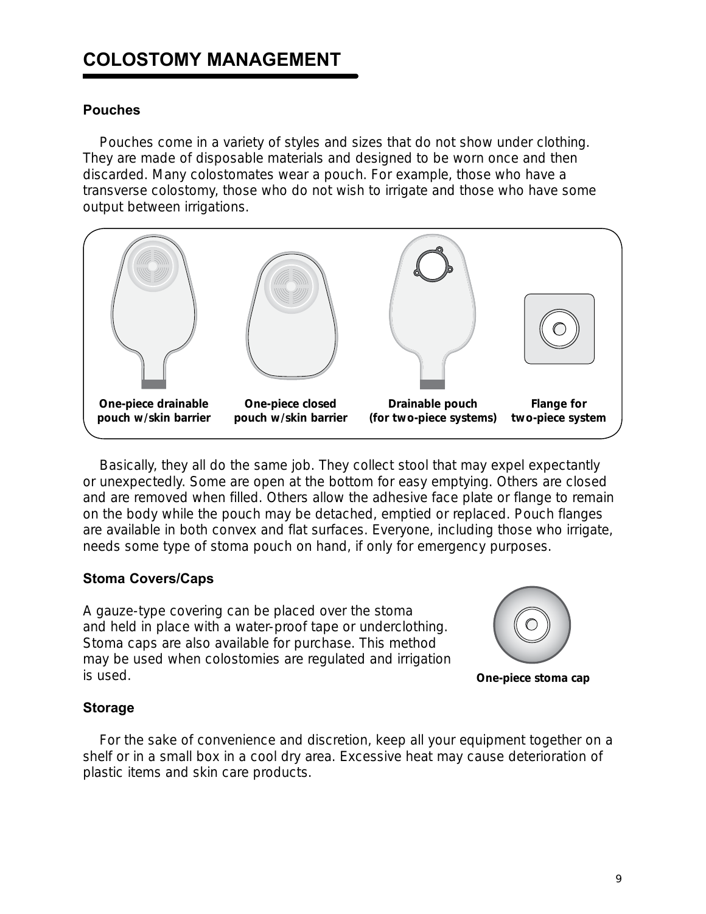# COLOSTOMY MANAGEMENT

### Pouches

Pouches come in a variety of styles and sizes that do not show under clothing. They are made of disposable materials and designed to be worn once and then discarded. Many colostomates wear a pouch. For example, those who have a transverse colostomy, those who do not wish to irrigate and those who have some output between irrigations.

**One-piece drainable pouch w/skin barrier** | **One-piece closed pouch w/skin barrier** | **Drainable pouch (for two-piece systems)** | **Flange for two-piece system**

Basically, they all do the same job. They collect stool that may expel expectantly or unexpectedly. Some are open at the bottom for easy emptying. Others are closed and are removed when filled. Others allow the adhesive face plate or flange to remain on the body while the pouch may be detached, emptied or replaced. Pouch flanges are available in both convex and flat surfaces. Everyone, including those who irrigate, needs some type of stoma pouch on hand, if only for emergency purposes.

### Stoma Covers/Caps

A gauze-type covering can be placed over the stoma and held in place with a water-proof tape or underclothing. Stoma caps are also available for purchase. This method may be used when colostomies are regulated and irrigation is used.

**One-piece stoma cap**

### Storage

For the sake of convenience and discretion, keep all your equipment together on a shelf or in a small box in a cool dry area. Excessive heat may cause deterioration of plastic items and skin care products.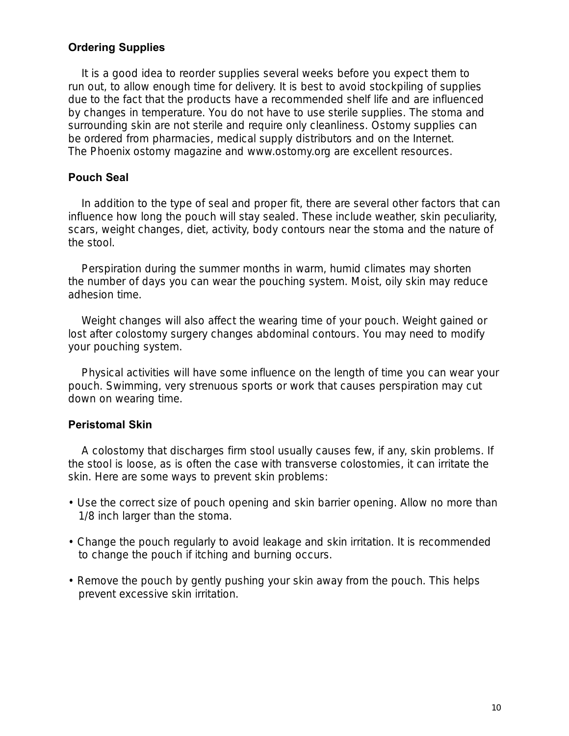### Ordering Supplies

It is a good idea to reorder supplies several weeks before you expect them to run out, to allow enough time for delivery. It is best to avoid stockpiling of supplies due to the fact that the products have a recommended shelf life and are influenced by changes in temperature. You do not have to use sterile supplies. The stoma and surrounding skin are not sterile and require only cleanliness. Ostomy supplies can be ordered from pharmacies, medical supply distributors and on the Internet. The Phoenix ostomy magazine and www.ostomy.org are excellent resources.

### Pouch Seal

In addition to the type of seal and proper fit, there are several other factors that can influence how long the pouch will stay sealed. These include weather, skin peculiarity, scars, weight changes, diet, activity, body contours near the stoma and the nature of the stool.

Perspiration during the summer months in warm, humid climates may shorten the number of days you can wear the pouching system. Moist, oily skin may reduce adhesion time.

Weight changes will also affect the wearing time of your pouch. Weight gained or lost after colostomy surgery changes abdominal contours. You may need to modify your pouching system.

Physical activities will have some influence on the length of time you can wear your pouch. Swimming, very strenuous sports or work that causes perspiration may cut down on wearing time.

### Peristomal Skin

A colostomy that discharges firm stool usually causes few, if any, skin problems. If the stool is loose, as is often the case with transverse colostomies, it can irritate the skin. Here are some ways to prevent skin problems:

- Use the correct size of pouch opening and skin barrier opening. Allow no more than 1/8 inch larger than the stoma.
- Change the pouch regularly to avoid leakage and skin irritation. It is recommended to change the pouch if itching and burning occurs.
- Remove the pouch by gently pushing your skin away from the pouch. This helps prevent excessive skin irritation.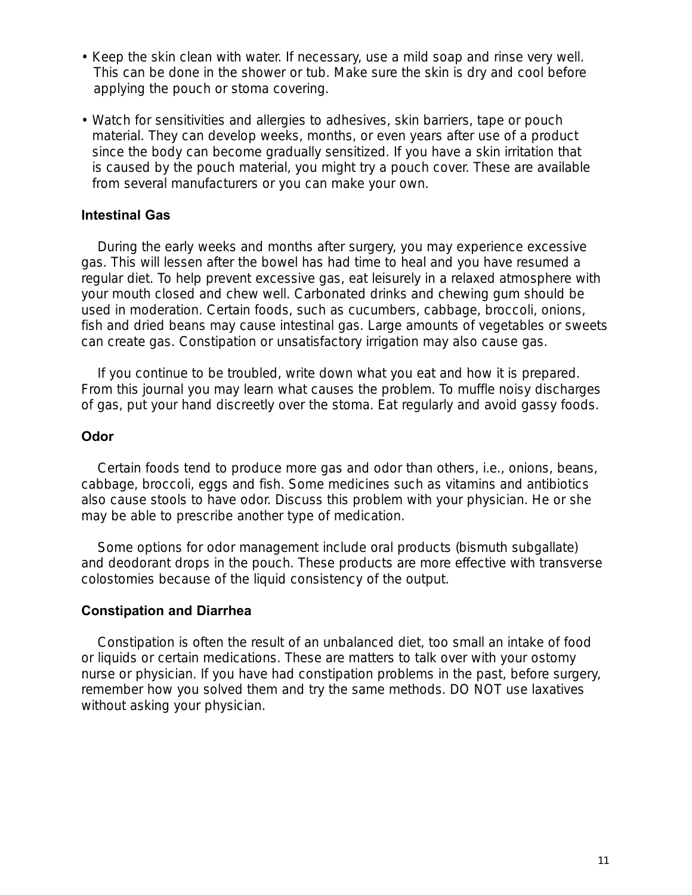- Keep the skin clean with water. If necessary, use a mild soap and rinse very well. This can be done in the shower or tub. Make sure the skin is dry and cool before applying the pouch or stoma covering.
- Watch for sensitivities and allergies to adhesives, skin barriers, tape or pouch material. They can develop weeks, months, or even years after use of a product since the body can become gradually sensitized. If you have a skin irritation that is caused by the pouch material, you might try a pouch cover. These are available from several manufacturers or you can make your own.

**Intestinal Gas**

During the early weeks and months after surgery, you may experience excessive gas. This will lessen after the bowel has had time to heal and you have resumed a regular diet. To help prevent excessive gas, eat leisurely in a relaxed atmosphere with your mouth closed and chew well. Carbonated drinks and chewing gum should be used in moderation. Certain foods, such as cucumbers, cabbage, broccoli, onions, fish and dried beans may cause intestinal gas. Large amounts of vegetables or sweets can create gas. Constipation or unsatisfactory irrigation may also cause gas.

If you continue to be troubled, write down what you eat and how it is prepared. From this journal you may learn what causes the problem. To muffle noisy discharges of gas, put your hand discreetly over the stoma. Eat regularly and avoid gassy foods.

**Odor**

Certain foods tend to produce more gas and odor than others, i.e., onions, beans, cabbage, broccoli, eggs and fish. Some medicines such as vitamins and antibiotics also cause stools to have odor. Discuss this problem with your physician. He or she may be able to prescribe another type of medication.

Some options for odor management include oral products (bismuth subgallate) and deodorant drops in the pouch. These products are more effective with transverse colostomies because of the liquid consistency of the output.

**Constipation and Diarrhea**

Constipation is often the result of an unbalanced diet, too small an intake of food or liquids or certain medications. These are matters to talk over with your ostomy nurse or physician. If you have had constipation problems in the past, before surgery, remember how you solved them and try the same methods. DO NOT use laxatives without asking your physician.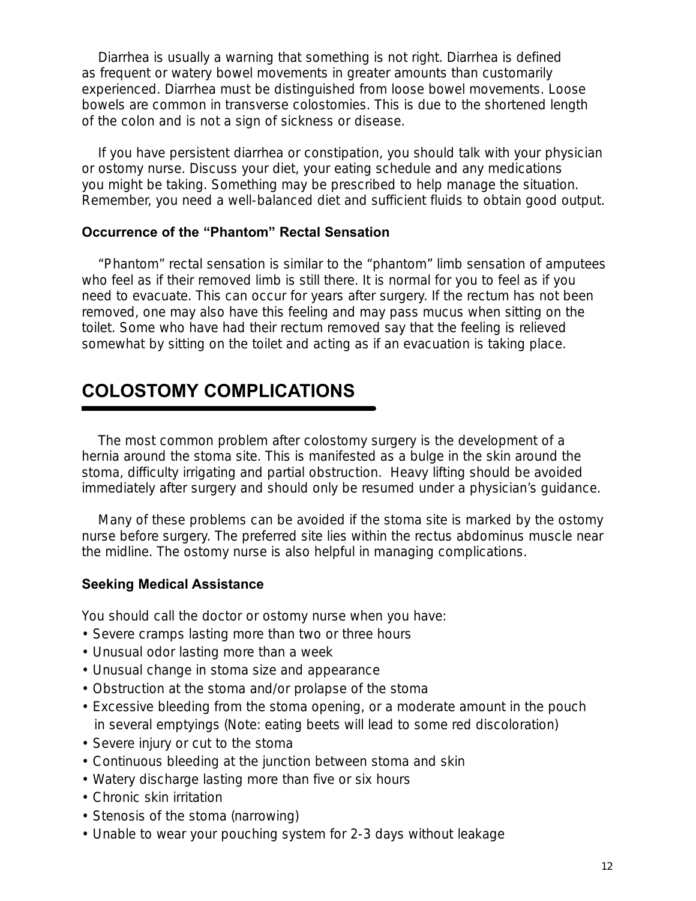Diarrhea is usually a warning that something is not right. Diarrhea is defined as frequent or watery bowel movements in greater amounts than customarily experienced. Diarrhea must be distinguished from loose bowel movements. Loose bowels are common in transverse colostomies. This is due to the shortened length of the colon and is not a sign of sickness or disease.

If you have persistent diarrhea or constipation, you should talk with your physician or ostomy nurse. Discuss your diet, your eating schedule and any medications you might be taking. Something may be prescribed to help manage the situation. Remember, you need a well-balanced diet and sufficient fluids to obtain good output.

### Occurrence of the "Phantom" Rectal Sensation

"Phantom" rectal sensation is similar to the "phantom" limb sensation of amputees who feel as if their removed limb is still there. It is normal for you to feel as if you need to evacuate. This can occur for years after surgery. If the rectum has not been removed, one may also have this feeling and may pass mucus when sitting on the toilet. Some who have had their rectum removed say that the feeling is relieved somewhat by sitting on the toilet and acting as if an evacuation is taking place.

## COLOSTOMY COMPLICATIONS

The most common problem after colostomy surgery is the development of a hernia around the stoma site. This is manifested as a bulge in the skin around the stoma, difficulty irrigating and partial obstruction. Heavy lifting should be avoided immediately after surgery and should only be resumed under a physician's guidance.

Many of these problems can be avoided if the stoma site is marked by the ostomy nurse before surgery. The preferred site lies within the rectus abdominus muscle near the midline. The ostomy nurse is also helpful in managing complications.

### Seeking Medical Assistance

You should call the doctor or ostomy nurse when you have:

- Severe cramps lasting more than two or three hours
- Unusual odor lasting more than a week
- Unusual change in stoma size and appearance
- Obstruction at the stoma and/or prolapse of the stoma
- Excessive bleeding from the stoma opening, or a moderate amount in the pouch in several emptyings (Note: eating beets will lead to some red discoloration)
- Severe injury or cut to the stoma
- Continuous bleeding at the junction between stoma and skin
- Watery discharge lasting more than five or six hours
- Chronic skin irritation
- Stenosis of the stoma (narrowing)
- Unable to wear your pouching system for 2-3 days without leakage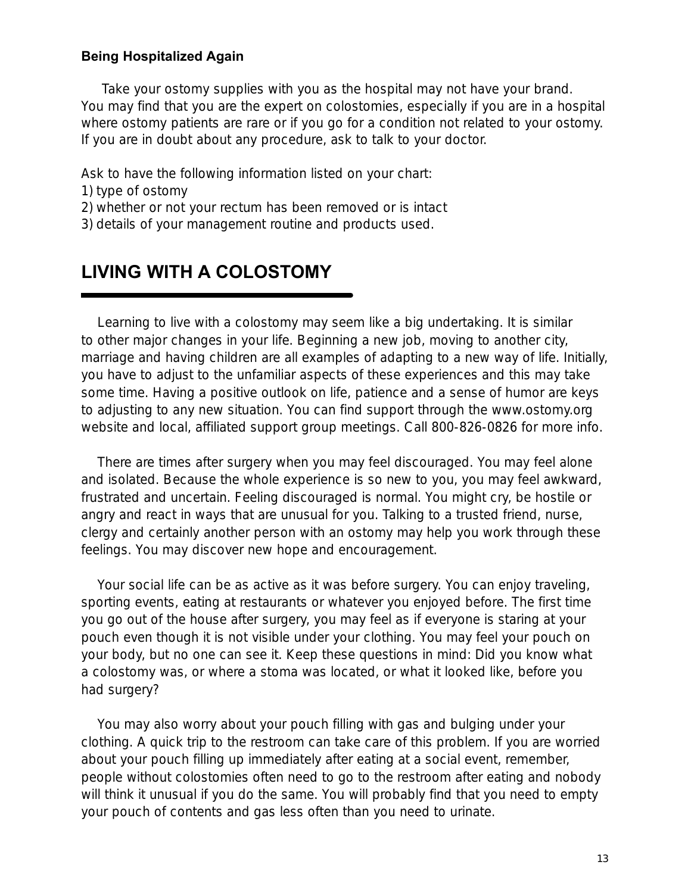### Being Hospitalized Again

Take your ostomy supplies with you as the hospital may not have your brand. You may find that you are the expert on colostomies, especially if you are in a hospital where ostomy patients are rare or if you go for a condition not related to your ostomy. If you are in doubt about any procedure, ask to talk to your doctor.

Ask to have the following information listed on your chart:

1) type of ostomy
2) whether or not your rectum has been removed or is intact
3) details of your management routine and products used.

## LIVING WITH A COLOSTOMY

Learning to live with a colostomy may seem like a big undertaking. It is similar to other major changes in your life. Beginning a new job, moving to another city, marriage and having children are all examples of adapting to a new way of life. Initially, you have to adjust to the unfamiliar aspects of these experiences and this may take some time. Having a positive outlook on life, patience and a sense of humor are keys to adjusting to any new situation. You can find support through the www.ostomy.org website and local, affiliated support group meetings. Call 800-826-0826 for more info.

There are times after surgery when you may feel discouraged. You may feel alone and isolated. Because the whole experience is so new to you, you may feel awkward, frustrated and uncertain. Feeling discouraged is normal. You might cry, be hostile or angry and react in ways that are unusual for you. Talking to a trusted friend, nurse, clergy and certainly another person with an ostomy may help you work through these feelings. You may discover new hope and encouragement.

Your social life can be as active as it was before surgery. You can enjoy traveling, sporting events, eating at restaurants or whatever you enjoyed before. The first time you go out of the house after surgery, you may feel as if everyone is staring at your pouch even though it is not visible under your clothing. You may feel your pouch on your body, but no one can see it. Keep these questions in mind: Did you know what a colostomy was, or where a stoma was located, or what it looked like, before you had surgery?

You may also worry about your pouch filling with gas and bulging under your clothing. A quick trip to the restroom can take care of this problem. If you are worried about your pouch filling up immediately after eating at a social event, remember, people without colostomies often need to go to the restroom after eating and nobody will think it unusual if you do the same. You will probably find that you need to empty your pouch of contents and gas less often than you need to urinate.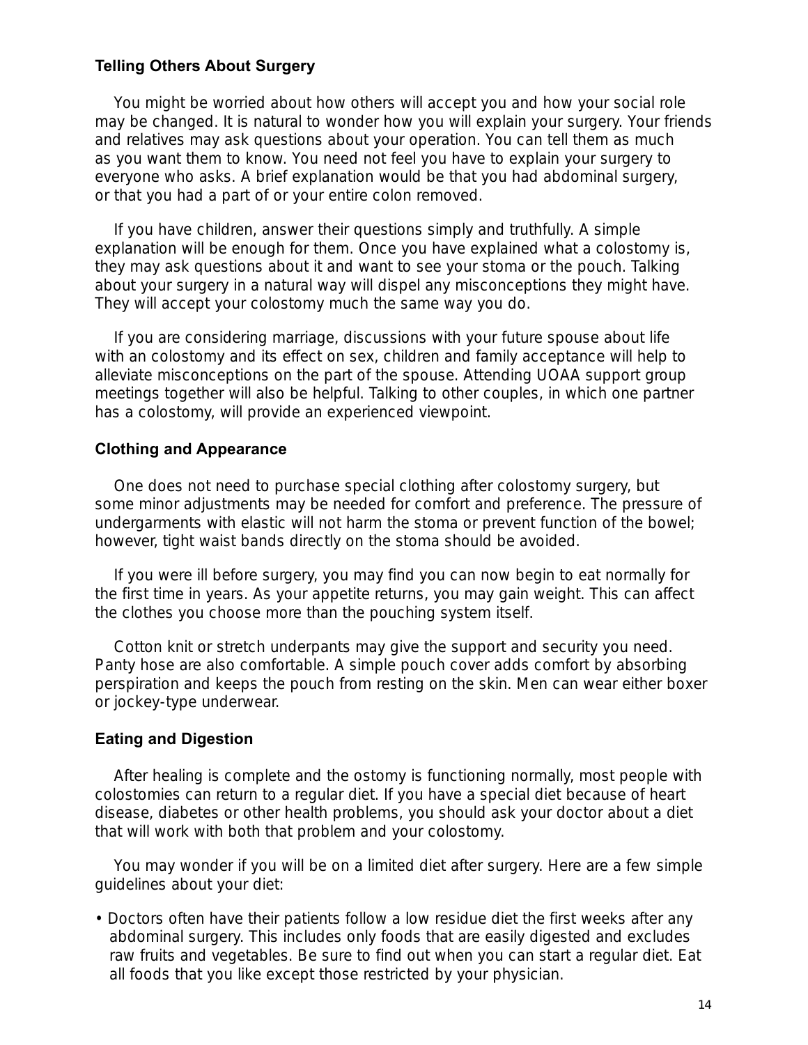### Telling Others About Surgery

You might be worried about how others will accept you and how your social role may be changed. It is natural to wonder how you will explain your surgery. Your friends and relatives may ask questions about your operation. You can tell them as much as you want them to know. You need not feel you have to explain your surgery to everyone who asks. A brief explanation would be that you had abdominal surgery, or that you had a part of or your entire colon removed.

If you have children, answer their questions simply and truthfully. A simple explanation will be enough for them. Once you have explained what a colostomy is, they may ask questions about it and want to see your stoma or the pouch. Talking about your surgery in a natural way will dispel any misconceptions they might have. They will accept your colostomy much the same way you do.

If you are considering marriage, discussions with your future spouse about life with an colostomy and its effect on sex, children and family acceptance will help to alleviate misconceptions on the part of the spouse. Attending UOAA support group meetings together will also be helpful. Talking to other couples, in which one partner has a colostomy, will provide an experienced viewpoint.

### Clothing and Appearance

One does not need to purchase special clothing after colostomy surgery, but some minor adjustments may be needed for comfort and preference. The pressure of undergarments with elastic will not harm the stoma or prevent function of the bowel; however, tight waist bands directly on the stoma should be avoided.

If you were ill before surgery, you may find you can now begin to eat normally for the first time in years. As your appetite returns, you may gain weight. This can affect the clothes you choose more than the pouching system itself.

Cotton knit or stretch underpants may give the support and security you need. Panty hose are also comfortable. A simple pouch cover adds comfort by absorbing perspiration and keeps the pouch from resting on the skin. Men can wear either boxer or jockey-type underwear.

### Eating and Digestion

After healing is complete and the ostomy is functioning normally, most people with colostomies can return to a regular diet. If you have a special diet because of heart disease, diabetes or other health problems, you should ask your doctor about a diet that will work with both that problem and your colostomy.

You may wonder if you will be on a limited diet after surgery. Here are a few simple guidelines about your diet:

- Doctors often have their patients follow a low residue diet the first weeks after any abdominal surgery. This includes only foods that are easily digested and excludes raw fruits and vegetables. Be sure to find out when you can start a regular diet. Eat all foods that you like except those restricted by your physician.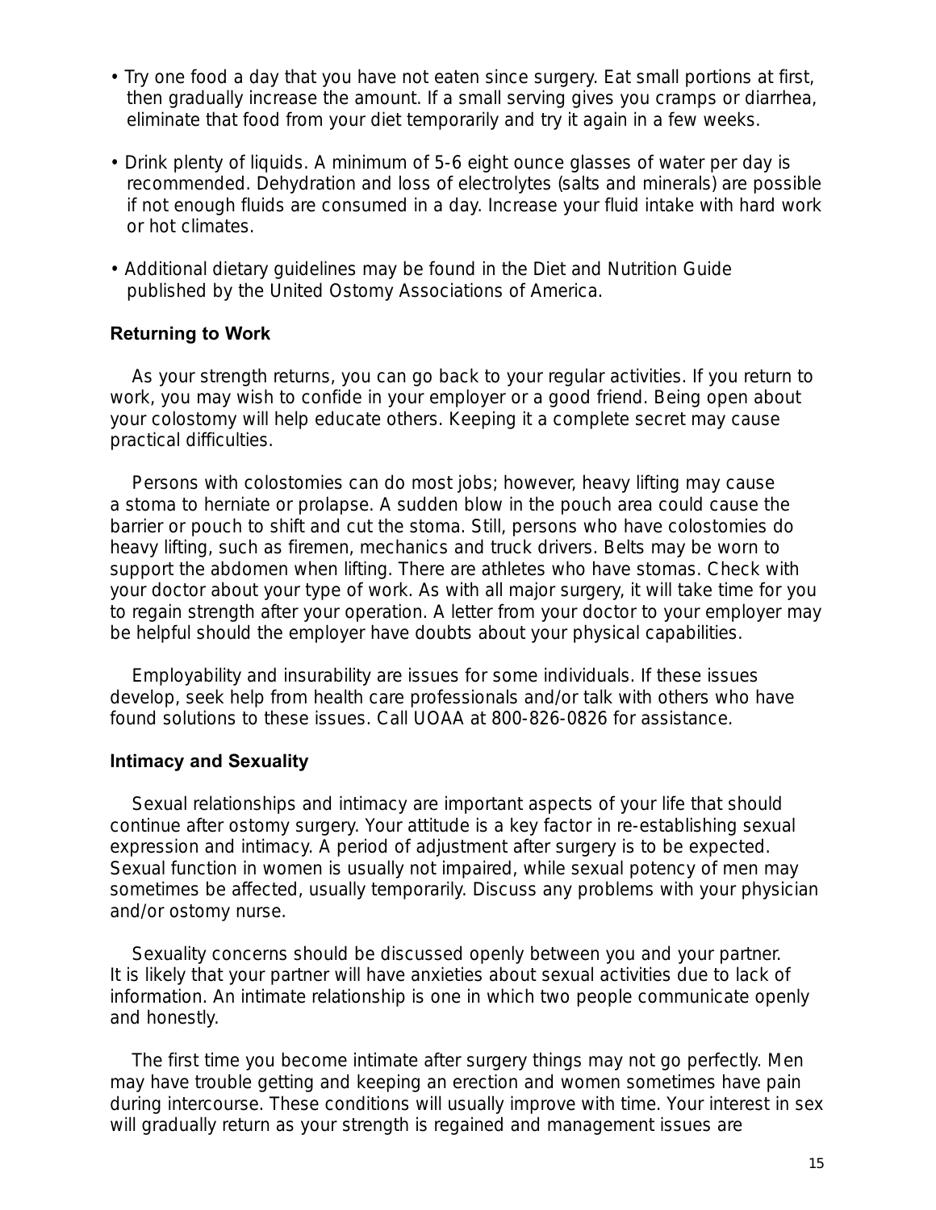- Try one food a day that you have not eaten since surgery. Eat small portions at first, then gradually increase the amount. If a small serving gives you cramps or diarrhea, eliminate that food from your diet temporarily and try it again in a few weeks.

- Drink plenty of liquids. A minimum of 5-6 eight ounce glasses of water per day is recommended. Dehydration and loss of electrolytes (salts and minerals) are possible if not enough fluids are consumed in a day. Increase your fluid intake with hard work or hot climates.

- Additional dietary guidelines may be found in the Diet and Nutrition Guide published by the United Ostomy Associations of America.

### Returning to Work

As your strength returns, you can go back to your regular activities. If you return to work, you may wish to confide in your employer or a good friend. Being open about your colostomy will help educate others. Keeping it a complete secret may cause practical difficulties.

Persons with colostomies can do most jobs; however, heavy lifting may cause a stoma to herniate or prolapse. A sudden blow in the pouch area could cause the barrier or pouch to shift and cut the stoma. Still, persons who have colostomies do heavy lifting, such as firemen, mechanics and truck drivers. Belts may be worn to support the abdomen when lifting. There are athletes who have stomas. Check with your doctor about your type of work. As with all major surgery, it will take time for you to regain strength after your operation. A letter from your doctor to your employer may be helpful should the employer have doubts about your physical capabilities.

Employability and insurability are issues for some individuals. If these issues develop, seek help from health care professionals and/or talk with others who have found solutions to these issues. Call UOAA at 800-826-0826 for assistance.

### Intimacy and Sexuality

Sexual relationships and intimacy are important aspects of your life that should continue after ostomy surgery. Your attitude is a key factor in re-establishing sexual expression and intimacy. A period of adjustment after surgery is to be expected. Sexual function in women is usually not impaired, while sexual potency of men may sometimes be affected, usually temporarily. Discuss any problems with your physician and/or ostomy nurse.

Sexuality concerns should be discussed openly between you and your partner. It is likely that your partner will have anxieties about sexual activities due to lack of information. An intimate relationship is one in which two people communicate openly and honestly.

The first time you become intimate after surgery things may not go perfectly. Men may have trouble getting and keeping an erection and women sometimes have pain during intercourse. These conditions will usually improve with time. Your interest in sex will gradually return as your strength is regained and management issues are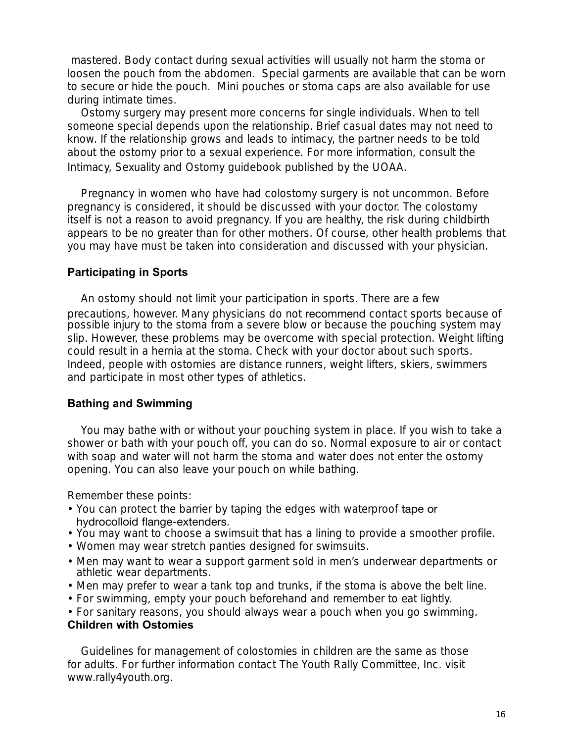mastered. Body contact during sexual activities will usually not harm the stoma or loosen the pouch from the abdomen. Special garments are available that can be worn to secure or hide the pouch. Mini pouches or stoma caps are also available for use during intimate times.

Ostomy surgery may present more concerns for single individuals. When to tell someone special depends upon the relationship. Brief casual dates may not need to know. If the relationship grows and leads to intimacy, the partner needs to be told about the ostomy prior to a sexual experience. For more information, consult the Intimacy, Sexuality and Ostomy guidebook published by the UOAA.

Pregnancy in women who have had colostomy surgery is not uncommon. Before pregnancy is considered, it should be discussed with your doctor. The colostomy itself is not a reason to avoid pregnancy. If you are healthy, the risk during childbirth appears to be no greater than for other mothers. Of course, other health problems that you may have must be taken into consideration and discussed with your physician.

### Participating in Sports

An ostomy should not limit your participation in sports. There are a few precautions, however. Many physicians do not recommend contact sports because of possible injury to the stoma from a severe blow or because the pouching system may slip. However, these problems may be overcome with special protection. Weight lifting could result in a hernia at the stoma. Check with your doctor about such sports. Indeed, people with ostomies are distance runners, weight lifters, skiers, swimmers and participate in most other types of athletics.

### Bathing and Swimming

You may bathe with or without your pouching system in place. If you wish to take a shower or bath with your pouch off, you can do so. Normal exposure to air or contact with soap and water will not harm the stoma and water does not enter the ostomy opening. You can also leave your pouch on while bathing.

Remember these points:

- You can protect the barrier by taping the edges with waterproof tape or hydrocolloid flange-extenders.
- You may want to choose a swimsuit that has a lining to provide a smoother profile.
- Women may wear stretch panties designed for swimsuits.
- Men may want to wear a support garment sold in men's underwear departments or athletic wear departments.
- Men may prefer to wear a tank top and trunks, if the stoma is above the belt line.
- For swimming, empty your pouch beforehand and remember to eat lightly.
- For sanitary reasons, you should always wear a pouch when you go swimming.

### Children with Ostomies

Guidelines for management of colostomies in children are the same as those for adults. For further information contact The Youth Rally Committee, Inc. visit www.rally4youth.org.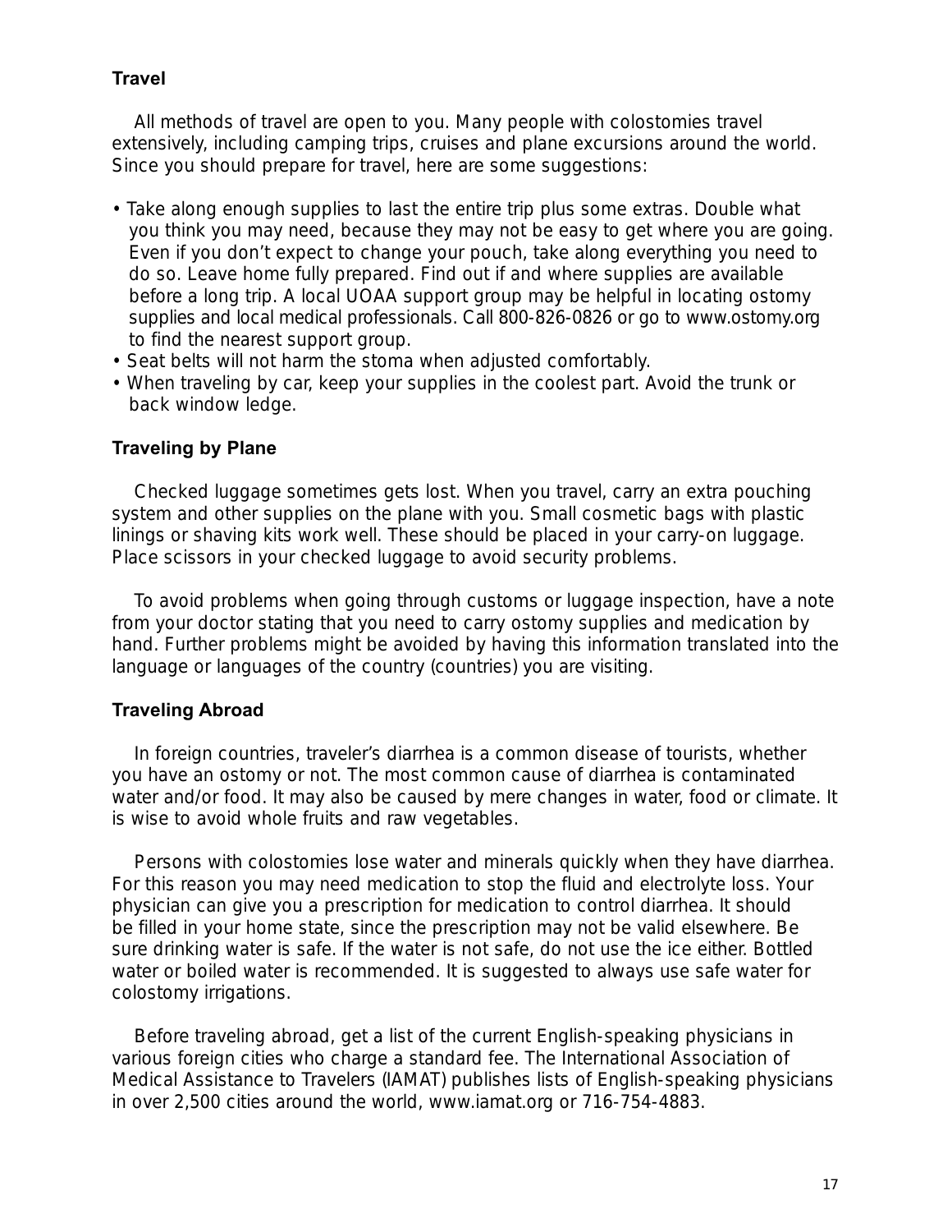## Travel

All methods of travel are open to you. Many people with colostomies travel extensively, including camping trips, cruises and plane excursions around the world. Since you should prepare for travel, here are some suggestions:

- Take along enough supplies to last the entire trip plus some extras. Double what you think you may need, because they may not be easy to get where you are going. Even if you don't expect to change your pouch, take along everything you need to do so. Leave home fully prepared. Find out if and where supplies are available before a long trip. A local UOAA support group may be helpful in locating ostomy supplies and local medical professionals. Call 800-826-0826 or go to www.ostomy.org to find the nearest support group.
- Seat belts will not harm the stoma when adjusted comfortably.
- When traveling by car, keep your supplies in the coolest part. Avoid the trunk or back window ledge.

## Traveling by Plane

Checked luggage sometimes gets lost. When you travel, carry an extra pouching system and other supplies on the plane with you. Small cosmetic bags with plastic linings or shaving kits work well. These should be placed in your carry-on luggage. Place scissors in your checked luggage to avoid security problems.

To avoid problems when going through customs or luggage inspection, have a note from your doctor stating that you need to carry ostomy supplies and medication by hand. Further problems might be avoided by having this information translated into the language or languages of the country (countries) you are visiting.

## Traveling Abroad

In foreign countries, traveler's diarrhea is a common disease of tourists, whether you have an ostomy or not. The most common cause of diarrhea is contaminated water and/or food. It may also be caused by mere changes in water, food or climate. It is wise to avoid whole fruits and raw vegetables.

Persons with colostomies lose water and minerals quickly when they have diarrhea. For this reason you may need medication to stop the fluid and electrolyte loss. Your physician can give you a prescription for medication to control diarrhea. It should be filled in your home state, since the prescription may not be valid elsewhere. Be sure drinking water is safe. If the water is not safe, do not use the ice either. Bottled water or boiled water is recommended. It is suggested to always use safe water for colostomy irrigations.

Before traveling abroad, get a list of the current English-speaking physicians in various foreign cities who charge a standard fee. The International Association of Medical Assistance to Travelers (IAMAT) publishes lists of English-speaking physicians in over 2,500 cities around the world, www.iamat.org or 716-754-4883.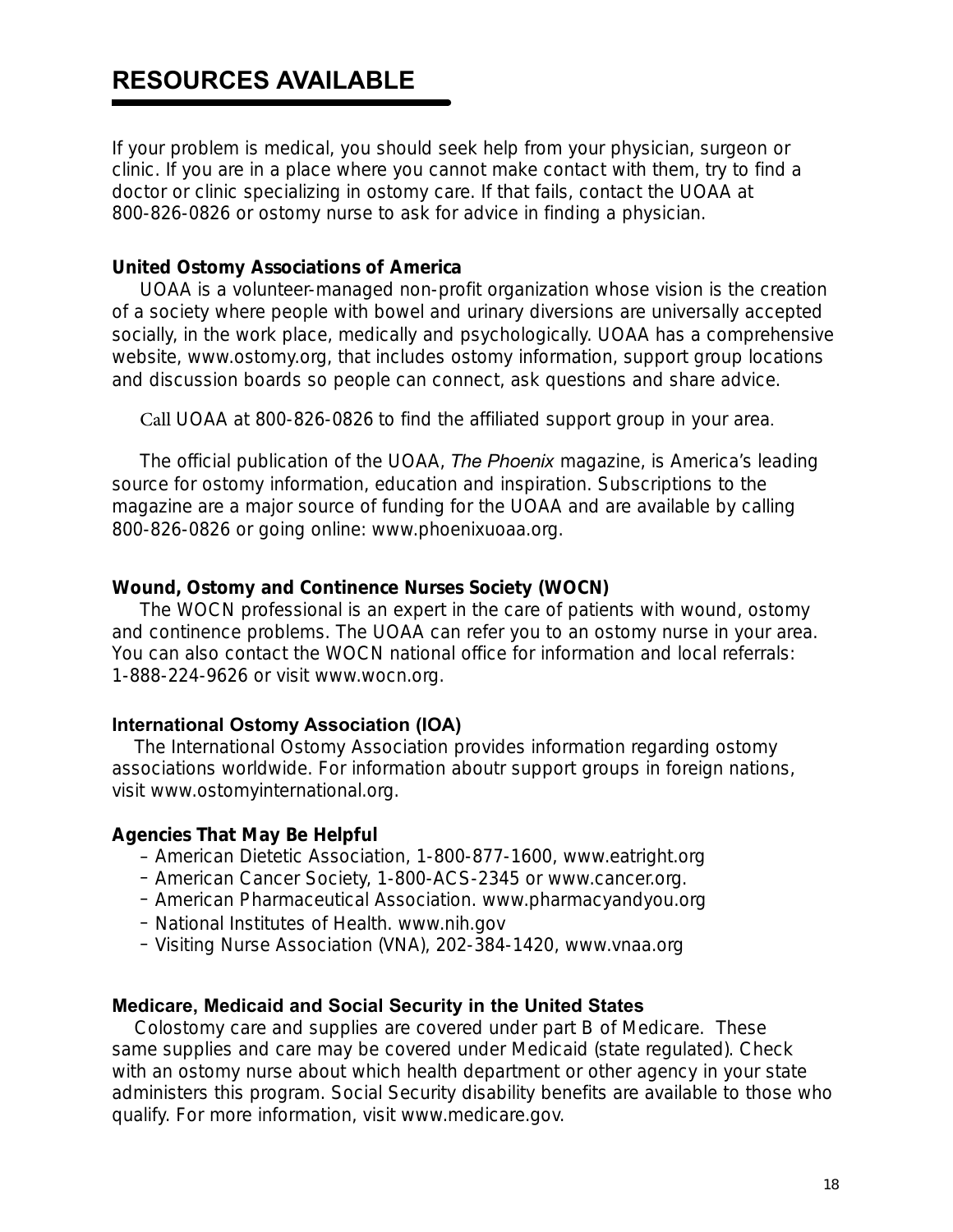# RESOURCES AVAILABLE

If your problem is medical, you should seek help from your physician, surgeon or clinic. If you are in a place where you cannot make contact with them, try to find a doctor or clinic specializing in ostomy care. If that fails, contact the UOAA at 800-826-0826 or ostomy nurse to ask for advice in finding a physician.

**United Ostomy Associations of America**

UOAA is a volunteer-managed non-profit organization whose vision is the creation of a society where people with bowel and urinary diversions are universally accepted socially, in the work place, medically and psychologically. UOAA has a comprehensive website, www.ostomy.org, that includes ostomy information, support group locations and discussion boards so people can connect, ask questions and share advice.

Call UOAA at 800-826-0826 to find the affiliated support group in your area.

The official publication of the UOAA, *The Phoenix* magazine, is America's leading source for ostomy information, education and inspiration. Subscriptions to the magazine are a major source of funding for the UOAA and are available by calling 800-826-0826 or going online: www.phoenixuoaa.org.

**Wound, Ostomy and Continence Nurses Society (WOCN)**

The WOCN professional is an expert in the care of patients with wound, ostomy and continence problems. The UOAA can refer you to an ostomy nurse in your area. You can also contact the WOCN national office for information and local referrals: 1-888-224-9626 or visit www.wocn.org.

**International Ostomy Association (IOA)**

The International Ostomy Association provides information regarding ostomy associations worldwide. For information aboutr support groups in foreign nations, visit www.ostomyinternational.org.

**Agencies That May Be Helpful**

- American Dietetic Association, 1-800-877-1600, www.eatright.org
- American Cancer Society, 1-800-ACS-2345 or www.cancer.org.
- American Pharmaceutical Association. www.pharmacyandyou.org
- National Institutes of Health. www.nih.gov
- Visiting Nurse Association (VNA), 202-384-1420, www.vnaa.org

**Medicare, Medicaid and Social Security in the United States**

Colostomy care and supplies are covered under part B of Medicare. These same supplies and care may be covered under Medicaid (state regulated). Check with an ostomy nurse about which health department or other agency in your state administers this program. Social Security disability benefits are available to those who qualify. For more information, visit www.medicare.gov.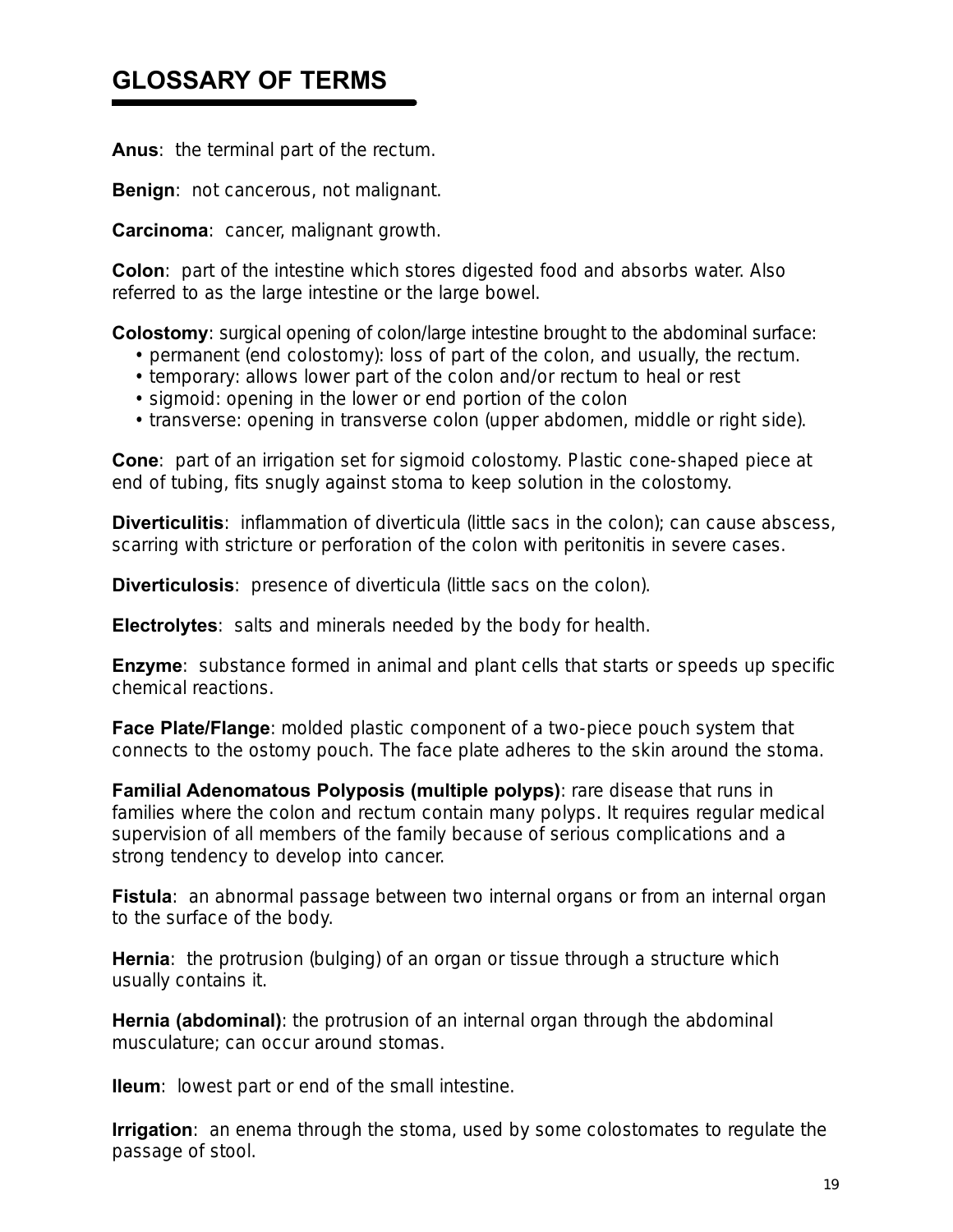# GLOSSARY OF TERMS

**Anus**: the terminal part of the rectum.

**Benign**: not cancerous, not malignant.

**Carcinoma**: cancer, malignant growth.

**Colon**: part of the intestine which stores digested food and absorbs water. Also referred to as the large intestine or the large bowel.

**Colostomy**: surgical opening of colon/large intestine brought to the abdominal surface:

- permanent (end colostomy): loss of part of the colon, and usually, the rectum.
- temporary: allows lower part of the colon and/or rectum to heal or rest
- sigmoid: opening in the lower or end portion of the colon
- transverse: opening in transverse colon (upper abdomen, middle or right side).

**Cone**: part of an irrigation set for sigmoid colostomy. Plastic cone-shaped piece at end of tubing, fits snugly against stoma to keep solution in the colostomy.

**Diverticulitis**: inflammation of diverticula (little sacs in the colon); can cause abscess, scarring with stricture or perforation of the colon with peritonitis in severe cases.

**Diverticulosis**: presence of diverticula (little sacs on the colon).

**Electrolytes**: salts and minerals needed by the body for health.

**Enzyme**: substance formed in animal and plant cells that starts or speeds up specific chemical reactions.

**Face Plate/Flange**: molded plastic component of a two-piece pouch system that connects to the ostomy pouch. The face plate adheres to the skin around the stoma.

**Familial Adenomatous Polyposis (multiple polyps)**: rare disease that runs in families where the colon and rectum contain many polyps. It requires regular medical supervision of all members of the family because of serious complications and a strong tendency to develop into cancer.

**Fistula**: an abnormal passage between two internal organs or from an internal organ to the surface of the body.

**Hernia**: the protrusion (bulging) of an organ or tissue through a structure which usually contains it.

**Hernia (abdominal)**: the protrusion of an internal organ through the abdominal musculature; can occur around stomas.

**Ileum**: lowest part or end of the small intestine.

**Irrigation**: an enema through the stoma, used by some colostomates to regulate the passage of stool.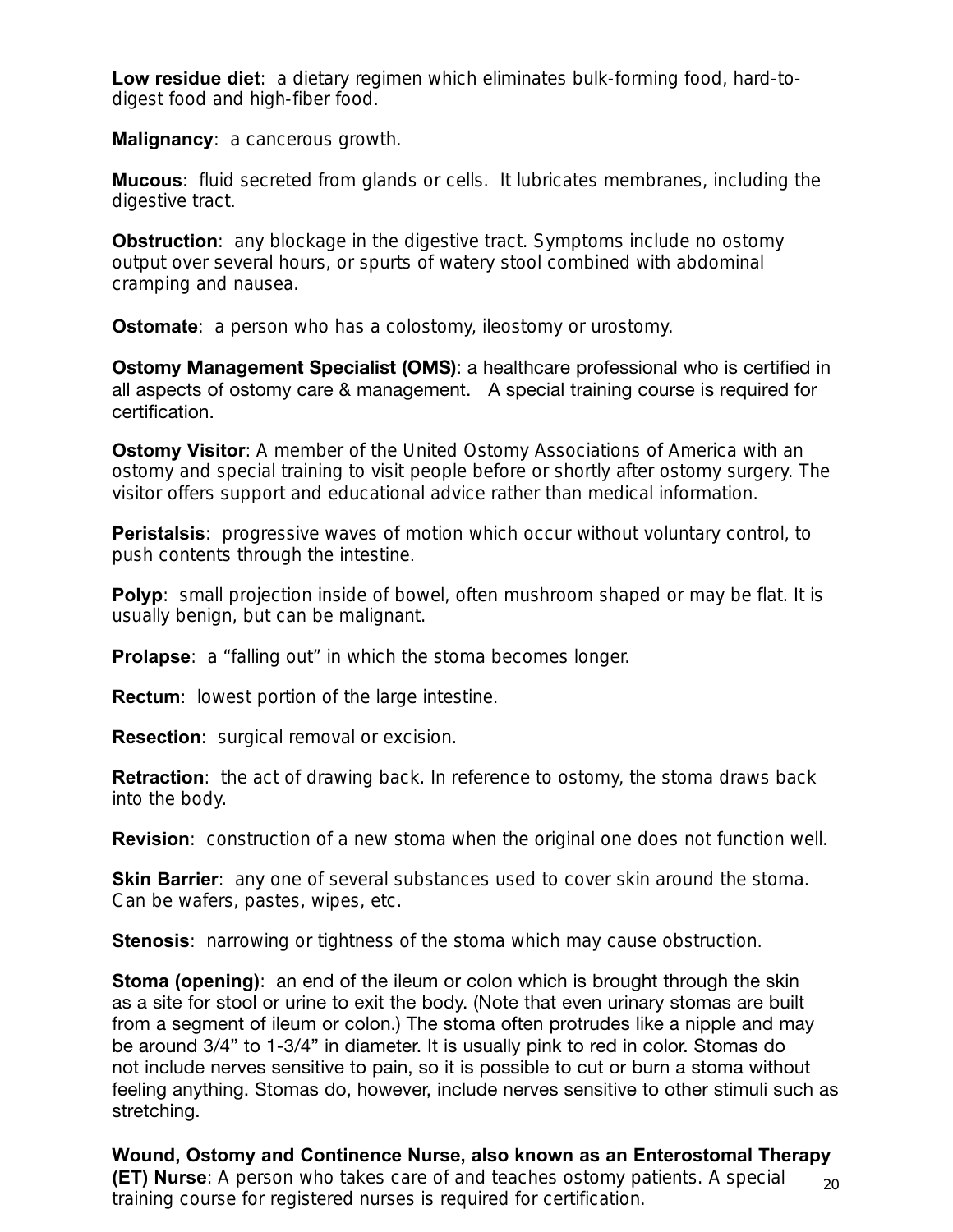**Low residue diet**: a dietary regimen which eliminates bulk-forming food, hard-to-digest food and high-fiber food.

**Malignancy**: a cancerous growth.

**Mucous**: fluid secreted from glands or cells. It lubricates membranes, including the digestive tract.

**Obstruction**: any blockage in the digestive tract. Symptoms include no ostomy output over several hours, or spurts of watery stool combined with abdominal cramping and nausea.

**Ostomate**: a person who has a colostomy, ileostomy or urostomy.

**Ostomy Management Specialist (OMS)**: a healthcare professional who is certified in all aspects of ostomy care & management. A special training course is required for certification.

**Ostomy Visitor**: A member of the United Ostomy Associations of America with an ostomy and special training to visit people before or shortly after ostomy surgery. The visitor offers support and educational advice rather than medical information.

**Peristalsis**: progressive waves of motion which occur without voluntary control, to push contents through the intestine.

**Polyp**: small projection inside of bowel, often mushroom shaped or may be flat. It is usually benign, but can be malignant.

**Prolapse**: a "falling out" in which the stoma becomes longer.

**Rectum**: lowest portion of the large intestine.

**Resection**: surgical removal or excision.

**Retraction**: the act of drawing back. In reference to ostomy, the stoma draws back into the body.

**Revision**: construction of a new stoma when the original one does not function well.

**Skin Barrier**: any one of several substances used to cover skin around the stoma. Can be wafers, pastes, wipes, etc.

**Stenosis**: narrowing or tightness of the stoma which may cause obstruction.

**Stoma (opening)**: an end of the ileum or colon which is brought through the skin as a site for stool or urine to exit the body. (Note that even urinary stomas are built from a segment of ileum or colon.) The stoma often protrudes like a nipple and may be around 3/4" to 1-3/4" in diameter. It is usually pink to red in color. Stomas do not include nerves sensitive to pain, so it is possible to cut or burn a stoma without feeling anything. Stomas do, however, include nerves sensitive to other stimuli such as stretching.

**Wound, Ostomy and Continence Nurse, also known as an Enterostomal Therapy (ET) Nurse**: A person who takes care of and teaches ostomy patients. A special training course for registered nurses is required for certification.